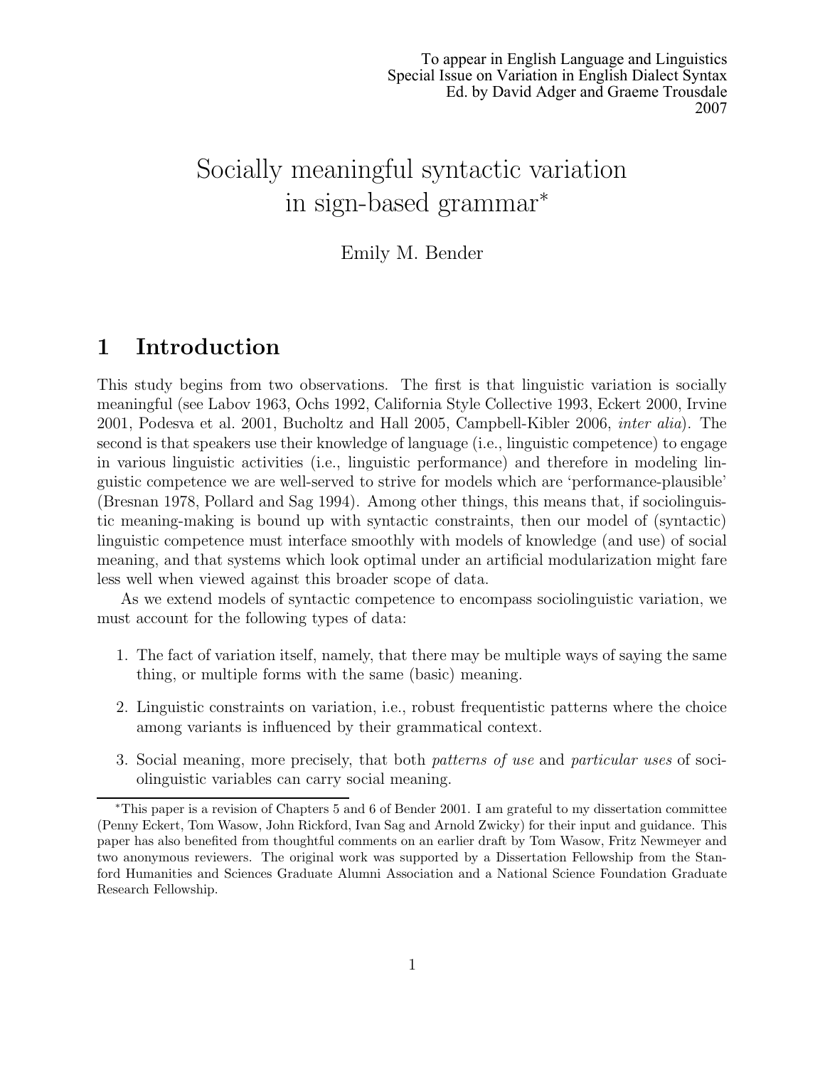To appear in English Language and Linguistics
Special Issue on Variation in English Dialect Syntax
Ed. by David Adger and Graeme Trousdale
2007

# Socially meaningful syntactic variation in sign-based grammar*

Emily M. Bender

## 1 Introduction

This study begins from two observations. The first is that linguistic variation is socially meaningful (see Labov 1963, Ochs 1992, California Style Collective 1993, Eckert 2000, Irvine 2001, Podesva et al. 2001, Bucholtz and Hall 2005, Campbell-Kibler 2006, *inter alia*). The second is that speakers use their knowledge of language (i.e., linguistic competence) to engage in various linguistic activities (i.e., linguistic performance) and therefore in modeling linguistic competence we are well-served to strive for models which are 'performance-plausible' (Bresnan 1978, Pollard and Sag 1994). Among other things, this means that, if sociolinguistic meaning-making is bound up with syntactic constraints, then our model of (syntactic) linguistic competence must interface smoothly with models of knowledge (and use) of social meaning, and that systems which look optimal under an artificial modularization might fare less well when viewed against this broader scope of data.

As we extend models of syntactic competence to encompass sociolinguistic variation, we must account for the following types of data:

1. The fact of variation itself, namely, that there may be multiple ways of saying the same thing, or multiple forms with the same (basic) meaning.
2. Linguistic constraints on variation, i.e., robust frequentistic patterns where the choice among variants is influenced by their grammatical context.
3. Social meaning, more precisely, that both *patterns of use* and *particular uses* of sociolinguistic variables can carry social meaning.

*This paper is a revision of Chapters 5 and 6 of Bender 2001. I am grateful to my dissertation committee (Penny Eckert, Tom Wasow, John Rickford, Ivan Sag and Arnold Zwicky) for their input and guidance. This paper has also benefited from thoughtful comments on an earlier draft by Tom Wasow, Fritz Newmeyer and two anonymous reviewers. The original work was supported by a Dissertation Fellowship from the Stanford Humanities and Sciences Graduate Alumni Association and a National Science Foundation Graduate Research Fellowship.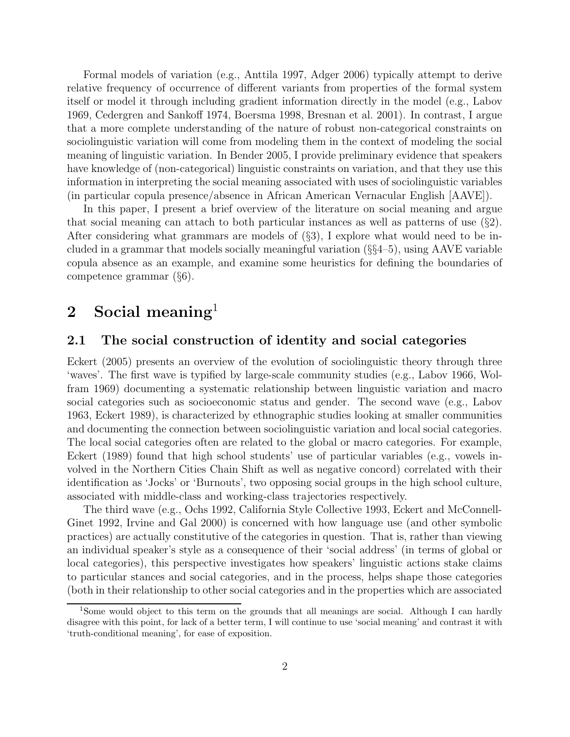Formal models of variation (e.g., Anttila 1997, Adger 2006) typically attempt to derive relative frequency of occurrence of different variants from properties of the formal system itself or model it through including gradient information directly in the model (e.g., Labov 1969, Cedergren and Sankoff 1974, Boersma 1998, Bresnan et al. 2001). In contrast, I argue that a more complete understanding of the nature of robust non-categorical constraints on sociolinguistic variation will come from modeling them in the context of modeling the social meaning of linguistic variation. In Bender 2005, I provide preliminary evidence that speakers have knowledge of (non-categorical) linguistic constraints on variation, and that they use this information in interpreting the social meaning associated with uses of sociolinguistic variables (in particular copula presence/absence in African American Vernacular English [AAVE]).

In this paper, I present a brief overview of the literature on social meaning and argue that social meaning can attach to both particular instances as well as patterns of use (§2). After considering what grammars are models of (§3), I explore what would need to be included in a grammar that models socially meaningful variation (§§4–5), using AAVE variable copula absence as an example, and examine some heuristics for defining the boundaries of competence grammar (§6).

## 2 Social meaning[1]

### 2.1 The social construction of identity and social categories

Eckert (2005) presents an overview of the evolution of sociolinguistic theory through three 'waves'. The first wave is typified by large-scale community studies (e.g., Labov 1966, Wolfram 1969) documenting a systematic relationship between linguistic variation and macro social categories such as socioeconomic status and gender. The second wave (e.g., Labov 1963, Eckert 1989), is characterized by ethnographic studies looking at smaller communities and documenting the connection between sociolinguistic variation and local social categories. The local social categories often are related to the global or macro categories. For example, Eckert (1989) found that high school students' use of particular variables (e.g., vowels involved in the Northern Cities Chain Shift as well as negative concord) correlated with their identification as 'Jocks' or 'Burnouts', two opposing social groups in the high school culture, associated with middle-class and working-class trajectories respectively.

The third wave (e.g., Ochs 1992, California Style Collective 1993, Eckert and McConnell-Ginet 1992, Irvine and Gal 2000) is concerned with how language use (and other symbolic practices) are actually constitutive of the categories in question. That is, rather than viewing an individual speaker's style as a consequence of their 'social address' (in terms of global or local categories), this perspective investigates how speakers' linguistic actions stake claims to particular stances and social categories, and in the process, helps shape those categories (both in their relationship to other social categories and in the properties which are associated

[1] Some would object to this term on the grounds that all meanings are social. Although I can hardly disagree with this point, for lack of a better term, I will continue to use 'social meaning' and contrast it with 'truth-conditional meaning', for ease of exposition.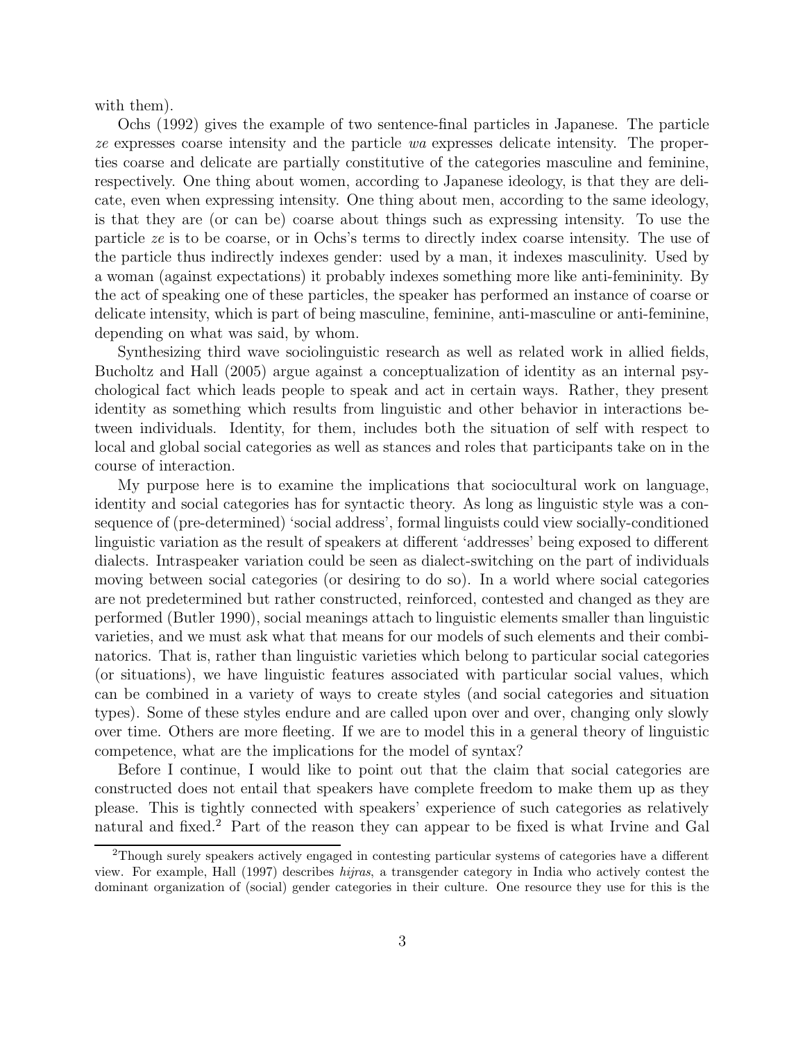with them).

Ochs (1992) gives the example of two sentence-final particles in Japanese. The particle *ze* expresses coarse intensity and the particle *wa* expresses delicate intensity. The properties coarse and delicate are partially constitutive of the categories masculine and feminine, respectively. One thing about women, according to Japanese ideology, is that they are delicate, even when expressing intensity. One thing about men, according to the same ideology, is that they are (or can be) coarse about things such as expressing intensity. To use the particle *ze* is to be coarse, or in Ochs's terms to directly index coarse intensity. The use of the particle thus indirectly indexes gender: used by a man, it indexes masculinity. Used by a woman (against expectations) it probably indexes something more like anti-femininity. By the act of speaking one of these particles, the speaker has performed an instance of coarse or delicate intensity, which is part of being masculine, feminine, anti-masculine or anti-feminine, depending on what was said, by whom.

Synthesizing third wave sociolinguistic research as well as related work in allied fields, Bucholtz and Hall (2005) argue against a conceptualization of identity as an internal psychological fact which leads people to speak and act in certain ways. Rather, they present identity as something which results from linguistic and other behavior in interactions between individuals. Identity, for them, includes both the situation of self with respect to local and global social categories as well as stances and roles that participants take on in the course of interaction.

My purpose here is to examine the implications that sociocultural work on language, identity and social categories has for syntactic theory. As long as linguistic style was a consequence of (pre-determined) 'social address', formal linguists could view socially-conditioned linguistic variation as the result of speakers at different 'addresses' being exposed to different dialects. Intraspeaker variation could be seen as dialect-switching on the part of individuals moving between social categories (or desiring to do so). In a world where social categories are not predetermined but rather constructed, reinforced, contested and changed as they are performed (Butler 1990), social meanings attach to linguistic elements smaller than linguistic varieties, and we must ask what that means for our models of such elements and their combinatorics. That is, rather than linguistic varieties which belong to particular social categories (or situations), we have linguistic features associated with particular social values, which can be combined in a variety of ways to create styles (and social categories and situation types). Some of these styles endure and are called upon over and over, changing only slowly over time. Others are more fleeting. If we are to model this in a general theory of linguistic competence, what are the implications for the model of syntax?

Before I continue, I would like to point out that the claim that social categories are constructed does not entail that speakers have complete freedom to make them up as they please. This is tightly connected with speakers' experience of such categories as relatively natural and fixed.[2] Part of the reason they can appear to be fixed is what Irvine and Gal

[2]Though surely speakers actively engaged in contesting particular systems of categories have a different view. For example, Hall (1997) describes *hijras*, a transgender category in India who actively contest the dominant organization of (social) gender categories in their culture. One resource they use for this is the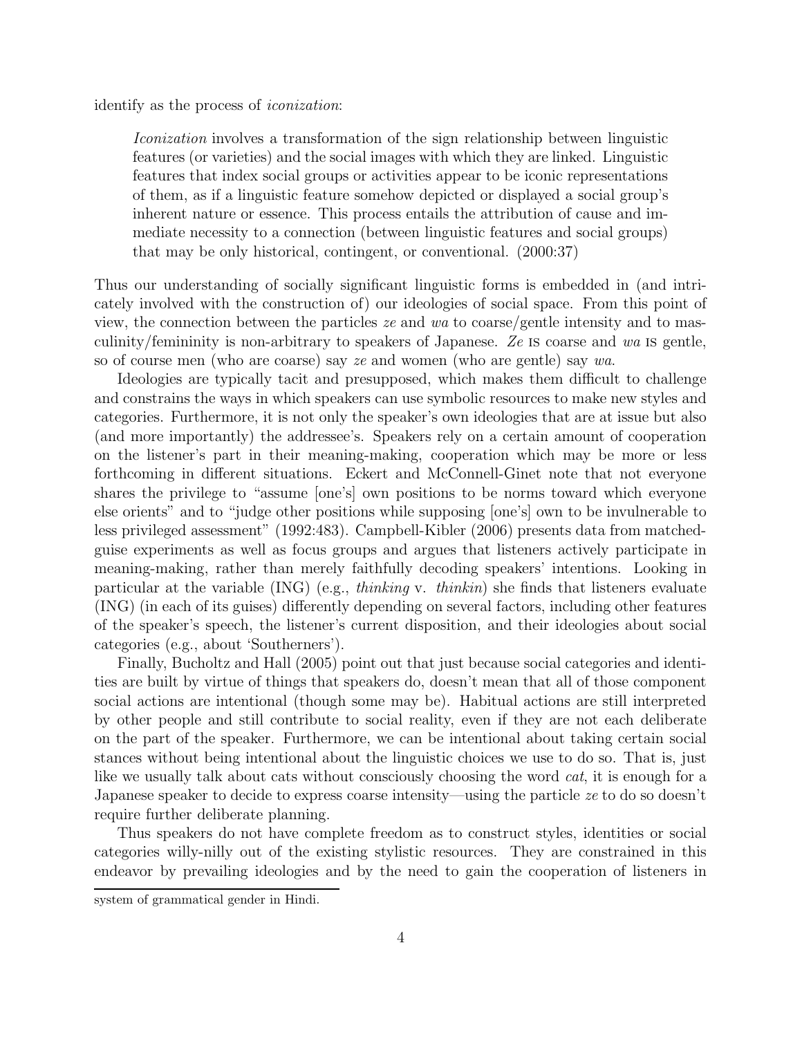identify as the process of *iconization*:

> *Iconization* involves a transformation of the sign relationship between linguistic features (or varieties) and the social images with which they are linked. Linguistic features that index social groups or activities appear to be iconic representations of them, as if a linguistic feature somehow depicted or displayed a social group's inherent nature or essence. This process entails the attribution of cause and immediate necessity to a connection (between linguistic features and social groups) that may be only historical, contingent, or conventional. (2000:37)

Thus our understanding of socially significant linguistic forms is embedded in (and intricately involved with the construction of) our ideologies of social space. From this point of view, the connection between the particles *ze* and *wa* to coarse/gentle intensity and to masculinity/femininity is non-arbitrary to speakers of Japanese. *Ze* IS coarse and *wa* IS gentle, so of course men (who are coarse) say *ze* and women (who are gentle) say *wa*.

Ideologies are typically tacit and presupposed, which makes them difficult to challenge and constrains the ways in which speakers can use symbolic resources to make new styles and categories. Furthermore, it is not only the speaker's own ideologies that are at issue but also (and more importantly) the addressee's. Speakers rely on a certain amount of cooperation on the listener's part in their meaning-making, cooperation which may be more or less forthcoming in different situations. Eckert and McConnell-Ginet note that not everyone shares the privilege to "assume [one's] own positions to be norms toward which everyone else orients" and to "judge other positions while supposing [one's] own to be invulnerable to less privileged assessment" (1992:483). Campbell-Kibler (2006) presents data from matched-guise experiments as well as focus groups and argues that listeners actively participate in meaning-making, rather than merely faithfully decoding speakers' intentions. Looking in particular at the variable (ING) (e.g., *thinking* v. *thinkin*) she finds that listeners evaluate (ING) (in each of its guises) differently depending on several factors, including other features of the speaker's speech, the listener's current disposition, and their ideologies about social categories (e.g., about 'Southerners').

Finally, Bucholtz and Hall (2005) point out that just because social categories and identities are built by virtue of things that speakers do, doesn't mean that all of those component social actions are intentional (though some may be). Habitual actions are still interpreted by other people and still contribute to social reality, even if they are not each deliberate on the part of the speaker. Furthermore, we can be intentional about taking certain social stances without being intentional about the linguistic choices we use to do so. That is, just like we usually talk about cats without consciously choosing the word *cat*, it is enough for a Japanese speaker to decide to express coarse intensity—using the particle *ze* to do so doesn't require further deliberate planning.

Thus speakers do not have complete freedom as to construct styles, identities or social categories willy-nilly out of the existing stylistic resources. They are constrained in this endeavor by prevailing ideologies and by the need to gain the cooperation of listeners in

---

system of grammatical gender in Hindi.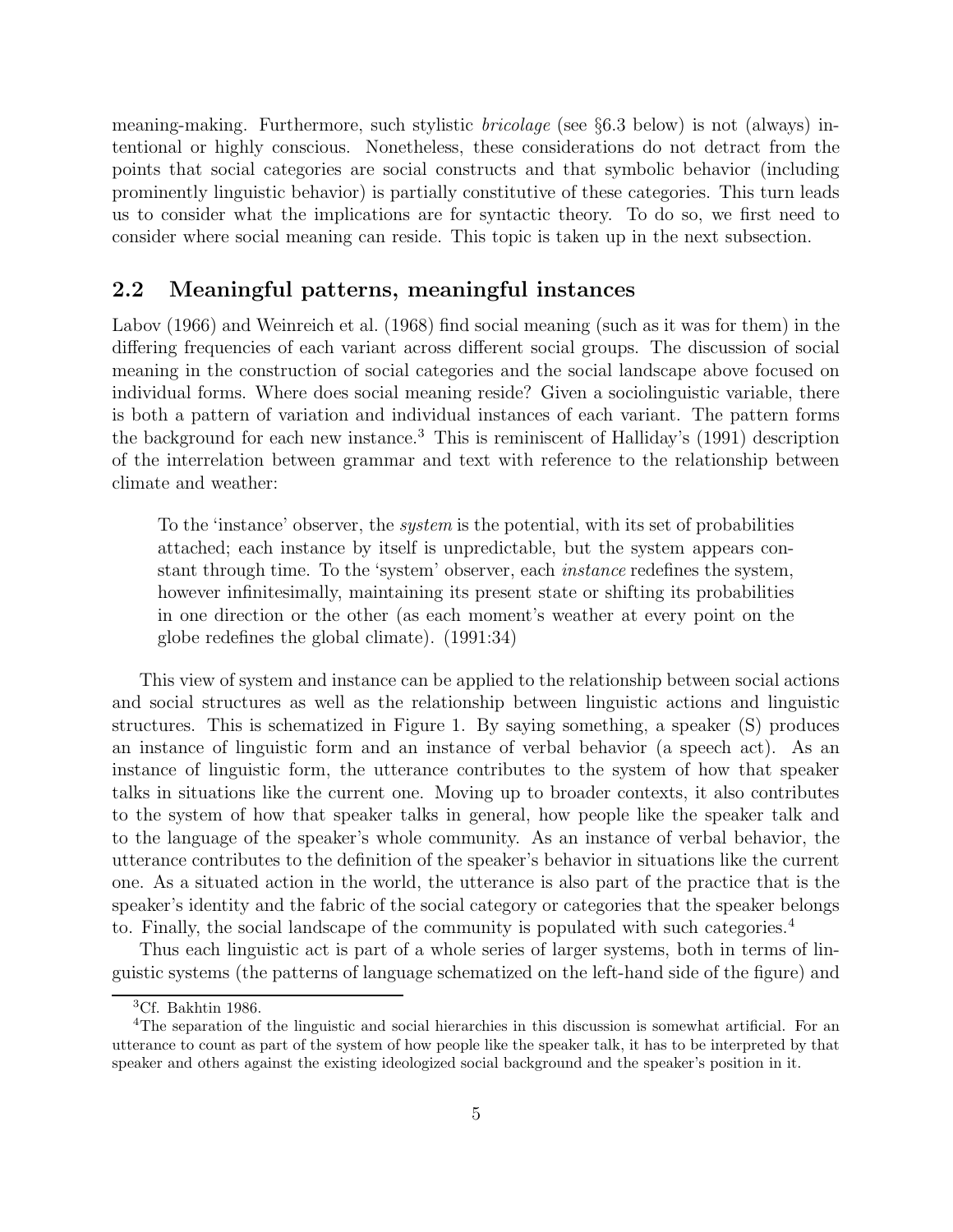meaning-making. Furthermore, such stylistic *bricolage* (see §6.3 below) is not (always) intentional or highly conscious. Nonetheless, these considerations do not detract from the points that social categories are social constructs and that symbolic behavior (including prominently linguistic behavior) is partially constitutive of these categories. This turn leads us to consider what the implications are for syntactic theory. To do so, we first need to consider where social meaning can reside. This topic is taken up in the next subsection.

## 2.2 Meaningful patterns, meaningful instances

Labov (1966) and Weinreich et al. (1968) find social meaning (such as it was for them) in the differing frequencies of each variant across different social groups. The discussion of social meaning in the construction of social categories and the social landscape above focused on individual forms. Where does social meaning reside? Given a sociolinguistic variable, there is both a pattern of variation and individual instances of each variant. The pattern forms the background for each new instance.[3] This is reminiscent of Halliday's (1991) description of the interrelation between grammar and text with reference to the relationship between climate and weather:

> To the 'instance' observer, the *system* is the potential, with its set of probabilities attached; each instance by itself is unpredictable, but the system appears constant through time. To the 'system' observer, each *instance* redefines the system, however infinitesimally, maintaining its present state or shifting its probabilities in one direction or the other (as each moment's weather at every point on the globe redefines the global climate). (1991:34)

This view of system and instance can be applied to the relationship between social actions and social structures as well as the relationship between linguistic actions and linguistic structures. This is schematized in Figure 1. By saying something, a speaker (S) produces an instance of linguistic form and an instance of verbal behavior (a speech act). As an instance of linguistic form, the utterance contributes to the system of how that speaker talks in situations like the current one. Moving up to broader contexts, it also contributes to the system of how that speaker talks in general, how people like the speaker talk and to the language of the speaker's whole community. As an instance of verbal behavior, the utterance contributes to the definition of the speaker's behavior in situations like the current one. As a situated action in the world, the utterance is also part of the practice that is the speaker's identity and the fabric of the social category or categories that the speaker belongs to. Finally, the social landscape of the community is populated with such categories.[4]

Thus each linguistic act is part of a whole series of larger systems, both in terms of linguistic systems (the patterns of language schematized on the left-hand side of the figure) and

---

[3] Cf. Bakhtin 1986.

[4] The separation of the linguistic and social hierarchies in this discussion is somewhat artificial. For an utterance to count as part of the system of how people like the speaker talk, it has to be interpreted by that speaker and others against the existing ideologized social background and the speaker's position in it.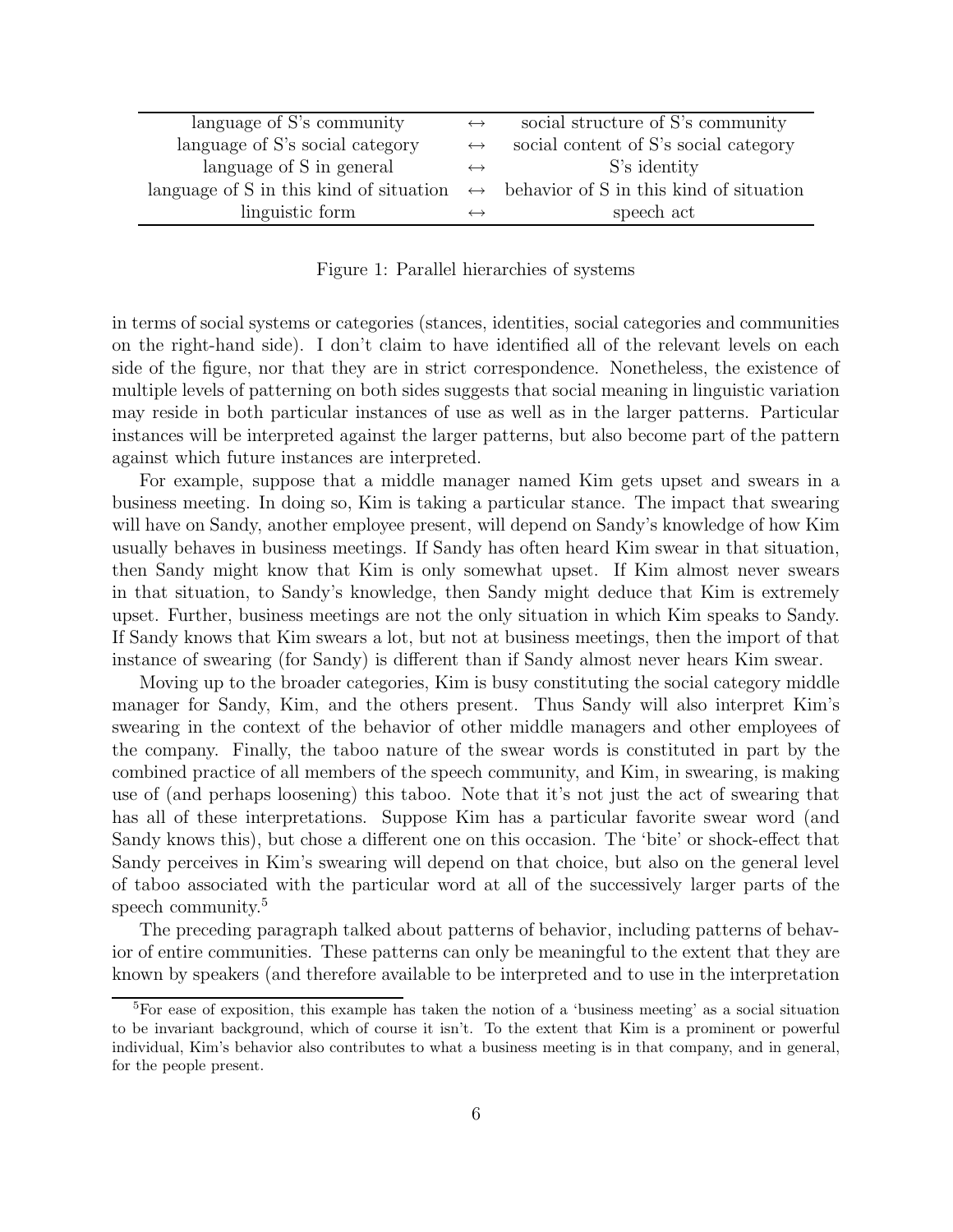| | | |
|---|---|---|
| language of S's community | ↔ | social structure of S's community |
| language of S's social category | ↔ | social content of S's social category |
| language of S in general | ↔ | S's identity |
| language of S in this kind of situation | ↔ | behavior of S in this kind of situation |
| linguistic form | ↔ | speech act |

Figure 1: Parallel hierarchies of systems

in terms of social systems or categories (stances, identities, social categories and communities on the right-hand side). I don't claim to have identified all of the relevant levels on each side of the figure, nor that they are in strict correspondence. Nonetheless, the existence of multiple levels of patterning on both sides suggests that social meaning in linguistic variation may reside in both particular instances of use as well as in the larger patterns. Particular instances will be interpreted against the larger patterns, but also become part of the pattern against which future instances are interpreted.

For example, suppose that a middle manager named Kim gets upset and swears in a business meeting. In doing so, Kim is taking a particular stance. The impact that swearing will have on Sandy, another employee present, will depend on Sandy's knowledge of how Kim usually behaves in business meetings. If Sandy has often heard Kim swear in that situation, then Sandy might know that Kim is only somewhat upset. If Kim almost never swears in that situation, to Sandy's knowledge, then Sandy might deduce that Kim is extremely upset. Further, business meetings are not the only situation in which Kim speaks to Sandy. If Sandy knows that Kim swears a lot, but not at business meetings, then the import of that instance of swearing (for Sandy) is different than if Sandy almost never hears Kim swear.

Moving up to the broader categories, Kim is busy constituting the social category middle manager for Sandy, Kim, and the others present. Thus Sandy will also interpret Kim's swearing in the context of the behavior of other middle managers and other employees of the company. Finally, the taboo nature of the swear words is constituted in part by the combined practice of all members of the speech community, and Kim, in swearing, is making use of (and perhaps loosening) this taboo. Note that it's not just the act of swearing that has all of these interpretations. Suppose Kim has a particular favorite swear word (and Sandy knows this), but chose a different one on this occasion. The 'bite' or shock-effect that Sandy perceives in Kim's swearing will depend on that choice, but also on the general level of taboo associated with the particular word at all of the successively larger parts of the speech community.[5]

The preceding paragraph talked about patterns of behavior, including patterns of behavior of entire communities. These patterns can only be meaningful to the extent that they are known by speakers (and therefore available to be interpreted and to use in the interpretation

[5]For ease of exposition, this example has taken the notion of a 'business meeting' as a social situation to be invariant background, which of course it isn't. To the extent that Kim is a prominent or powerful individual, Kim's behavior also contributes to what a business meeting is in that company, and in general, for the people present.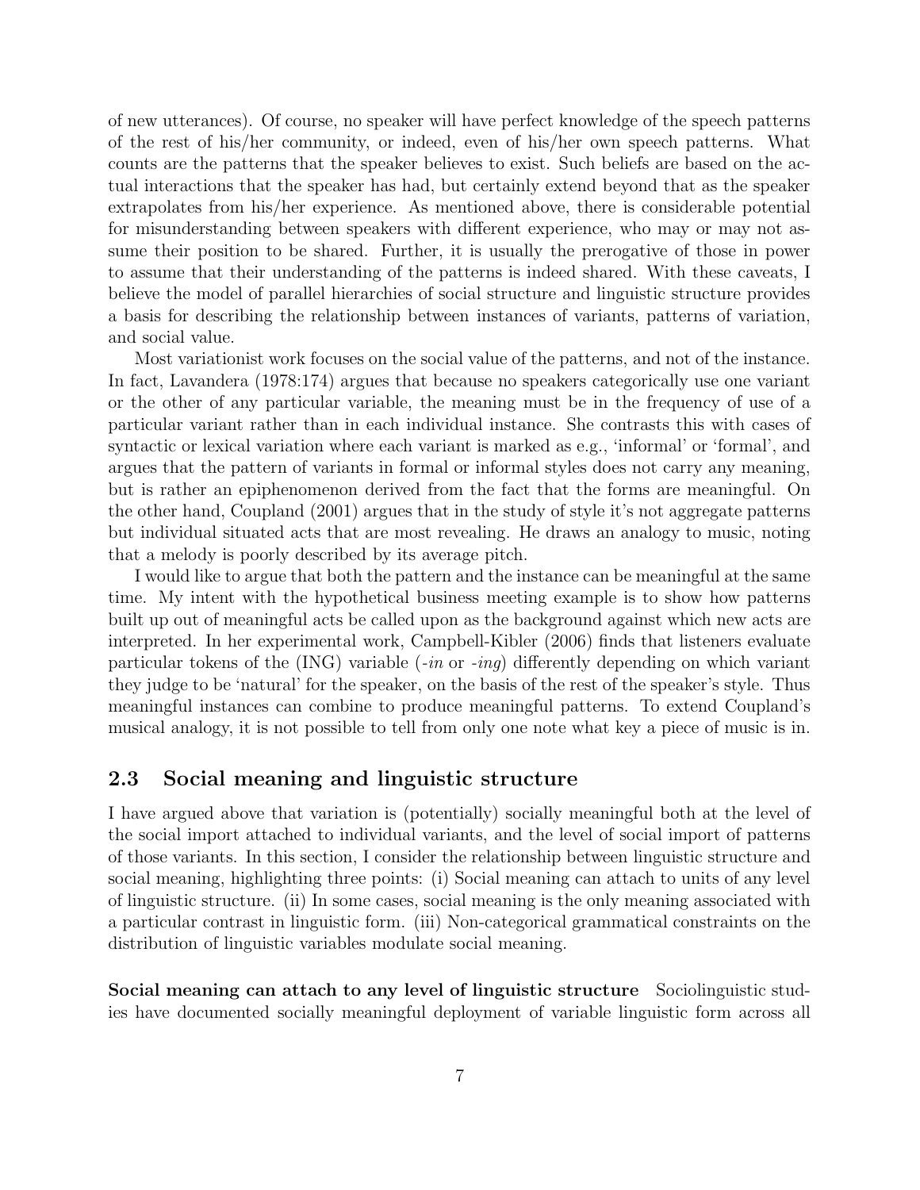of new utterances). Of course, no speaker will have perfect knowledge of the speech patterns of the rest of his/her community, or indeed, even of his/her own speech patterns. What counts are the patterns that the speaker believes to exist. Such beliefs are based on the actual interactions that the speaker has had, but certainly extend beyond that as the speaker extrapolates from his/her experience. As mentioned above, there is considerable potential for misunderstanding between speakers with different experience, who may or may not assume their position to be shared. Further, it is usually the prerogative of those in power to assume that their understanding of the patterns is indeed shared. With these caveats, I believe the model of parallel hierarchies of social structure and linguistic structure provides a basis for describing the relationship between instances of variants, patterns of variation, and social value.

Most variationist work focuses on the social value of the patterns, and not of the instance. In fact, Lavandera (1978:174) argues that because no speakers categorically use one variant or the other of any particular variable, the meaning must be in the frequency of use of a particular variant rather than in each individual instance. She contrasts this with cases of syntactic or lexical variation where each variant is marked as e.g., 'informal' or 'formal', and argues that the pattern of variants in formal or informal styles does not carry any meaning, but is rather an epiphenomenon derived from the fact that the forms are meaningful. On the other hand, Coupland (2001) argues that in the study of style it's not aggregate patterns but individual situated acts that are most revealing. He draws an analogy to music, noting that a melody is poorly described by its average pitch.

I would like to argue that both the pattern and the instance can be meaningful at the same time. My intent with the hypothetical business meeting example is to show how patterns built up out of meaningful acts be called upon as the background against which new acts are interpreted. In her experimental work, Campbell-Kibler (2006) finds that listeners evaluate particular tokens of the (ING) variable (*-in* or *-ing*) differently depending on which variant they judge to be 'natural' for the speaker, on the basis of the rest of the speaker's style. Thus meaningful instances can combine to produce meaningful patterns. To extend Coupland's musical analogy, it is not possible to tell from only one note what key a piece of music is in.

## 2.3 Social meaning and linguistic structure

I have argued above that variation is (potentially) socially meaningful both at the level of the social import attached to individual variants, and the level of social import of patterns of those variants. In this section, I consider the relationship between linguistic structure and social meaning, highlighting three points: (i) Social meaning can attach to units of any level of linguistic structure. (ii) In some cases, social meaning is the only meaning associated with a particular contrast in linguistic form. (iii) Non-categorical grammatical constraints on the distribution of linguistic variables modulate social meaning.

**Social meaning can attach to any level of linguistic structure** Sociolinguistic studies have documented socially meaningful deployment of variable linguistic form across all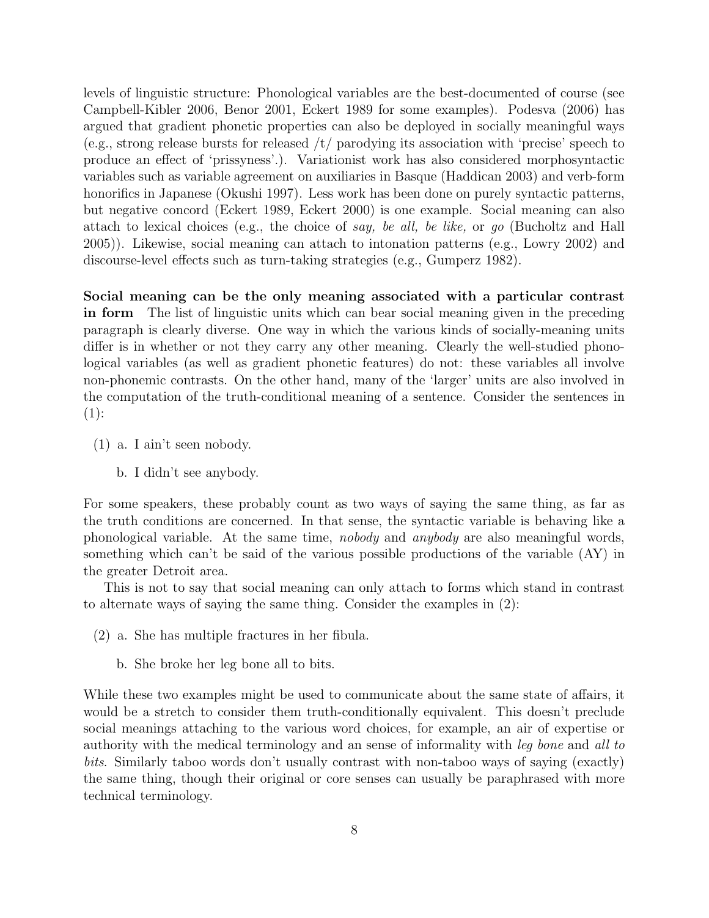levels of linguistic structure: Phonological variables are the best-documented of course (see Campbell-Kibler 2006, Benor 2001, Eckert 1989 for some examples). Podesva (2006) has argued that gradient phonetic properties can also be deployed in socially meaningful ways (e.g., strong release bursts for released /t/ parodying its association with 'precise' speech to produce an effect of 'prissyness'.). Variationist work has also considered morphosyntactic variables such as variable agreement on auxiliaries in Basque (Haddican 2003) and verb-form honorifics in Japanese (Okushi 1997). Less work has been done on purely syntactic patterns, but negative concord (Eckert 1989, Eckert 2000) is one example. Social meaning can also attach to lexical choices (e.g., the choice of *say, be all, be like,* or *go* (Bucholtz and Hall 2005)). Likewise, social meaning can attach to intonation patterns (e.g., Lowry 2002) and discourse-level effects such as turn-taking strategies (e.g., Gumperz 1982).

**Social meaning can be the only meaning associated with a particular contrast in form** The list of linguistic units which can bear social meaning given in the preceding paragraph is clearly diverse. One way in which the various kinds of socially-meaning units differ is in whether or not they carry any other meaning. Clearly the well-studied phonological variables (as well as gradient phonetic features) do not: these variables all involve non-phonemic contrasts. On the other hand, many of the 'larger' units are also involved in the computation of the truth-conditional meaning of a sentence. Consider the sentences in (1):

(1) a. I ain't seen nobody.

b. I didn't see anybody.

For some speakers, these probably count as two ways of saying the same thing, as far as the truth conditions are concerned. In that sense, the syntactic variable is behaving like a phonological variable. At the same time, *nobody* and *anybody* are also meaningful words, something which can't be said of the various possible productions of the variable (AY) in the greater Detroit area.

This is not to say that social meaning can only attach to forms which stand in contrast to alternate ways of saying the same thing. Consider the examples in (2):

(2) a. She has multiple fractures in her fibula.

b. She broke her leg bone all to bits.

While these two examples might be used to communicate about the same state of affairs, it would be a stretch to consider them truth-conditionally equivalent. This doesn't preclude social meanings attaching to the various word choices, for example, an air of expertise or authority with the medical terminology and an sense of informality with *leg bone* and *all to bits*. Similarly taboo words don't usually contrast with non-taboo ways of saying (exactly) the same thing, though their original or core senses can usually be paraphrased with more technical terminology.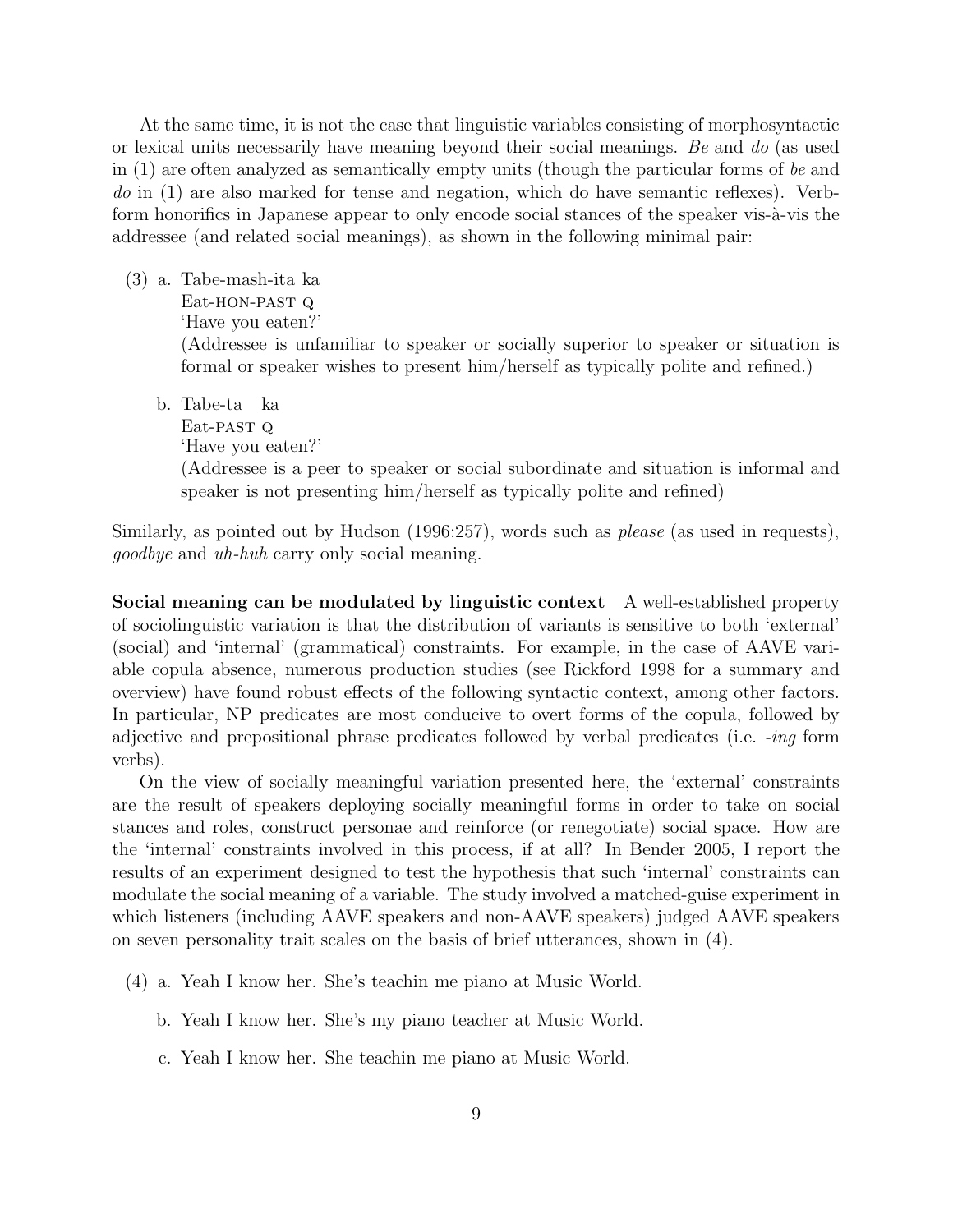At the same time, it is not the case that linguistic variables consisting of morphosyntactic or lexical units necessarily have meaning beyond their social meanings. *Be* and *do* (as used in (1) are often analyzed as semantically empty units (though the particular forms of *be* and *do* in (1) are also marked for tense and negation, which do have semantic reflexes). Verb-form honorifics in Japanese appear to only encode social stances of the speaker vis-à-vis the addressee (and related social meanings), as shown in the following minimal pair:

(3) a. Tabe-mash-ita ka
   Eat-HON-PAST Q
   'Have you eaten?'
   (Addressee is unfamiliar to speaker or socially superior to speaker or situation is formal or speaker wishes to present him/herself as typically polite and refined.)

   b. Tabe-ta ka
   Eat-PAST Q
   'Have you eaten?'
   (Addressee is a peer to speaker or social subordinate and situation is informal and speaker is not presenting him/herself as typically polite and refined)

Similarly, as pointed out by Hudson (1996:257), words such as *please* (as used in requests), *goodbye* and *uh-huh* carry only social meaning.

**Social meaning can be modulated by linguistic context** A well-established property of sociolinguistic variation is that the distribution of variants is sensitive to both 'external' (social) and 'internal' (grammatical) constraints. For example, in the case of AAVE variable copula absence, numerous production studies (see Rickford 1998 for a summary and overview) have found robust effects of the following syntactic context, among other factors. In particular, NP predicates are most conducive to overt forms of the copula, followed by adjective and prepositional phrase predicates followed by verbal predicates (i.e. *-ing* form verbs).

On the view of socially meaningful variation presented here, the 'external' constraints are the result of speakers deploying socially meaningful forms in order to take on social stances and roles, construct personae and reinforce (or renegotiate) social space. How are the 'internal' constraints involved in this process, if at all? In Bender 2005, I report the results of an experiment designed to test the hypothesis that such 'internal' constraints can modulate the social meaning of a variable. The study involved a matched-guise experiment in which listeners (including AAVE speakers and non-AAVE speakers) judged AAVE speakers on seven personality trait scales on the basis of brief utterances, shown in (4).

(4) a. Yeah I know her. She's teachin me piano at Music World.

   b. Yeah I know her. She's my piano teacher at Music World.

   c. Yeah I know her. She teachin me piano at Music World.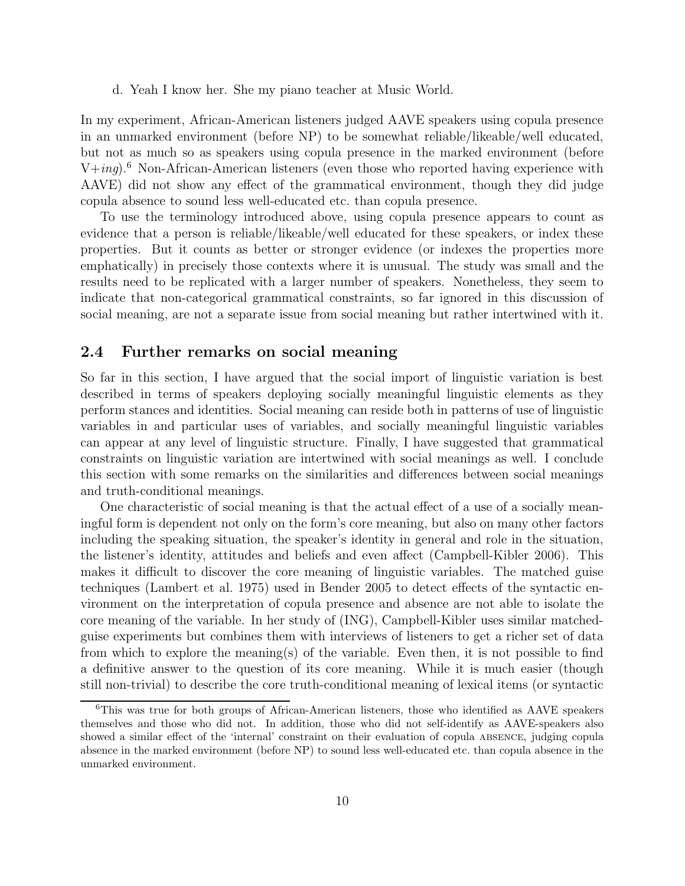d. Yeah I know her. She my piano teacher at Music World.

In my experiment, African-American listeners judged AAVE speakers using copula presence in an unmarked environment (before NP) to be somewhat reliable/likeable/well educated, but not as much so as speakers using copula presence in the marked environment (before V+*ing*).[6] Non-African-American listeners (even those who reported having experience with AAVE) did not show any effect of the grammatical environment, though they did judge copula absence to sound less well-educated etc. than copula presence.

To use the terminology introduced above, using copula presence appears to count as evidence that a person is reliable/likeable/well educated for these speakers, or index these properties. But it counts as better or stronger evidence (or indexes the properties more emphatically) in precisely those contexts where it is unusual. The study was small and the results need to be replicated with a larger number of speakers. Nonetheless, they seem to indicate that non-categorical grammatical constraints, so far ignored in this discussion of social meaning, are not a separate issue from social meaning but rather intertwined with it.

## 2.4 Further remarks on social meaning

So far in this section, I have argued that the social import of linguistic variation is best described in terms of speakers deploying socially meaningful linguistic elements as they perform stances and identities. Social meaning can reside both in patterns of use of linguistic variables in and particular uses of variables, and socially meaningful linguistic variables can appear at any level of linguistic structure. Finally, I have suggested that grammatical constraints on linguistic variation are intertwined with social meanings as well. I conclude this section with some remarks on the similarities and differences between social meanings and truth-conditional meanings.

One characteristic of social meaning is that the actual effect of a use of a socially meaningful form is dependent not only on the form's core meaning, but also on many other factors including the speaking situation, the speaker's identity in general and role in the situation, the listener's identity, attitudes and beliefs and even affect (Campbell-Kibler 2006). This makes it difficult to discover the core meaning of linguistic variables. The matched guise techniques (Lambert et al. 1975) used in Bender 2005 to detect effects of the syntactic environment on the interpretation of copula presence and absence are not able to isolate the core meaning of the variable. In her study of (ING), Campbell-Kibler uses similar matched-guise experiments but combines them with interviews of listeners to get a richer set of data from which to explore the meaning(s) of the variable. Even then, it is not possible to find a definitive answer to the question of its core meaning. While it is much easier (though still non-trivial) to describe the core truth-conditional meaning of lexical items (or syntactic

---

[6] This was true for both groups of African-American listeners, those who identified as AAVE speakers themselves and those who did not. In addition, those who did not self-identify as AAVE-speakers also showed a similar effect of the 'internal' constraint on their evaluation of copula ABSENCE, judging copula absence in the marked environment (before NP) to sound less well-educated etc. than copula absence in the unmarked environment.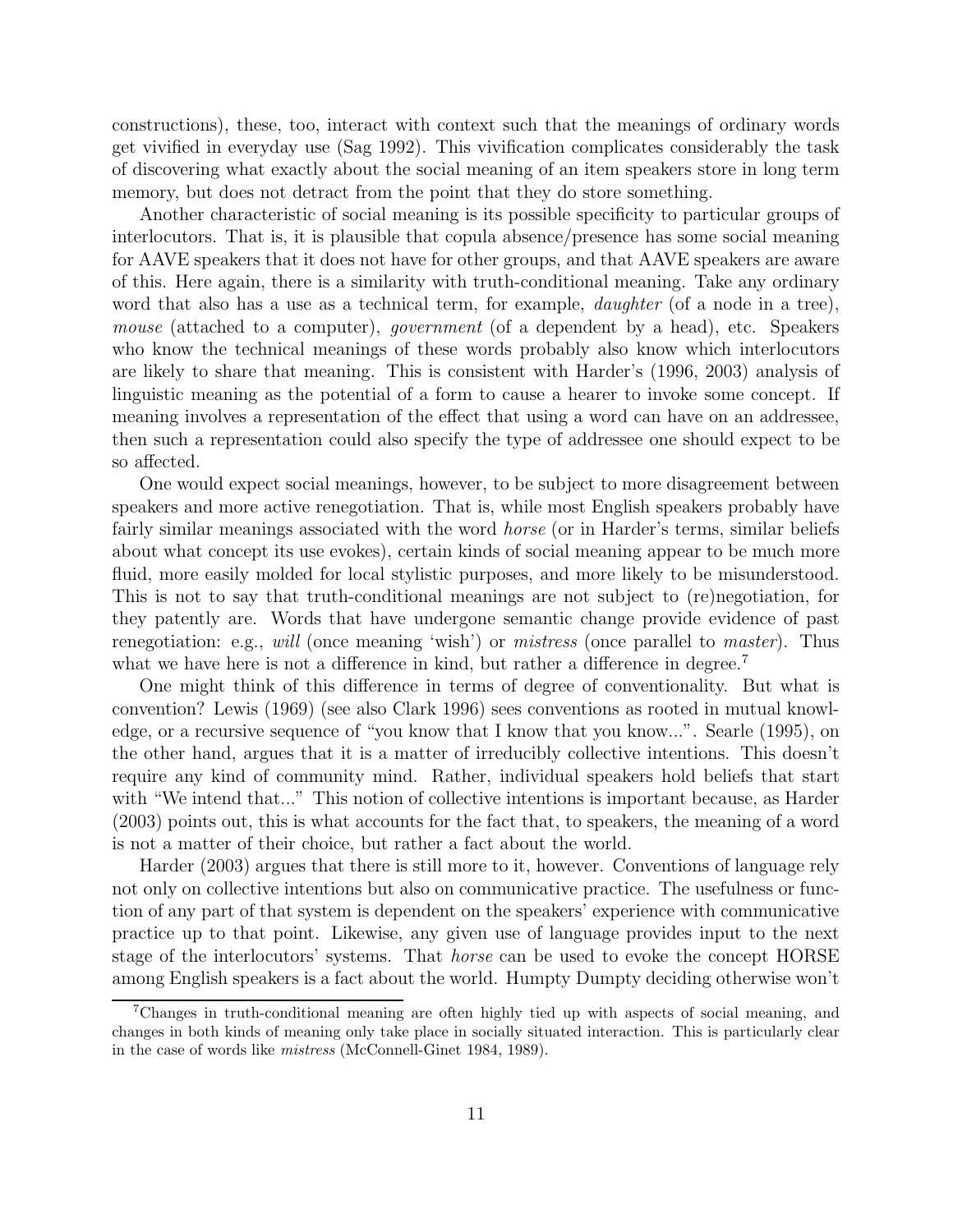constructions), these, too, interact with context such that the meanings of ordinary words get vivified in everyday use (Sag 1992). This vivification complicates considerably the task of discovering what exactly about the social meaning of an item speakers store in long term memory, but does not detract from the point that they do store something.

Another characteristic of social meaning is its possible specificity to particular groups of interlocutors. That is, it is plausible that copula absence/presence has some social meaning for AAVE speakers that it does not have for other groups, and that AAVE speakers are aware of this. Here again, there is a similarity with truth-conditional meaning. Take any ordinary word that also has a use as a technical term, for example, *daughter* (of a node in a tree), *mouse* (attached to a computer), *government* (of a dependent by a head), etc. Speakers who know the technical meanings of these words probably also know which interlocutors are likely to share that meaning. This is consistent with Harder's (1996, 2003) analysis of linguistic meaning as the potential of a form to cause a hearer to invoke some concept. If meaning involves a representation of the effect that using a word can have on an addressee, then such a representation could also specify the type of addressee one should expect to be so affected.

One would expect social meanings, however, to be subject to more disagreement between speakers and more active renegotiation. That is, while most English speakers probably have fairly similar meanings associated with the word *horse* (or in Harder's terms, similar beliefs about what concept its use evokes), certain kinds of social meaning appear to be much more fluid, more easily molded for local stylistic purposes, and more likely to be misunderstood. This is not to say that truth-conditional meanings are not subject to (re)negotiation, for they patently are. Words that have undergone semantic change provide evidence of past renegotiation: e.g., *will* (once meaning 'wish') or *mistress* (once parallel to *master*). Thus what we have here is not a difference in kind, but rather a difference in degree.[7]

One might think of this difference in terms of degree of conventionality. But what is convention? Lewis (1969) (see also Clark 1996) sees conventions as rooted in mutual knowledge, or a recursive sequence of "you know that I know that you know...". Searle (1995), on the other hand, argues that it is a matter of irreducibly collective intentions. This doesn't require any kind of community mind. Rather, individual speakers hold beliefs that start with "We intend that..." This notion of collective intentions is important because, as Harder (2003) points out, this is what accounts for the fact that, to speakers, the meaning of a word is not a matter of their choice, but rather a fact about the world.

Harder (2003) argues that there is still more to it, however. Conventions of language rely not only on collective intentions but also on communicative practice. The usefulness or function of any part of that system is dependent on the speakers' experience with communicative practice up to that point. Likewise, any given use of language provides input to the next stage of the interlocutors' systems. That *horse* can be used to evoke the concept HORSE among English speakers is a fact about the world. Humpty Dumpty deciding otherwise won't

[7] Changes in truth-conditional meaning are often highly tied up with aspects of social meaning, and changes in both kinds of meaning only take place in socially situated interaction. This is particularly clear in the case of words like *mistress* (McConnell-Ginet 1984, 1989).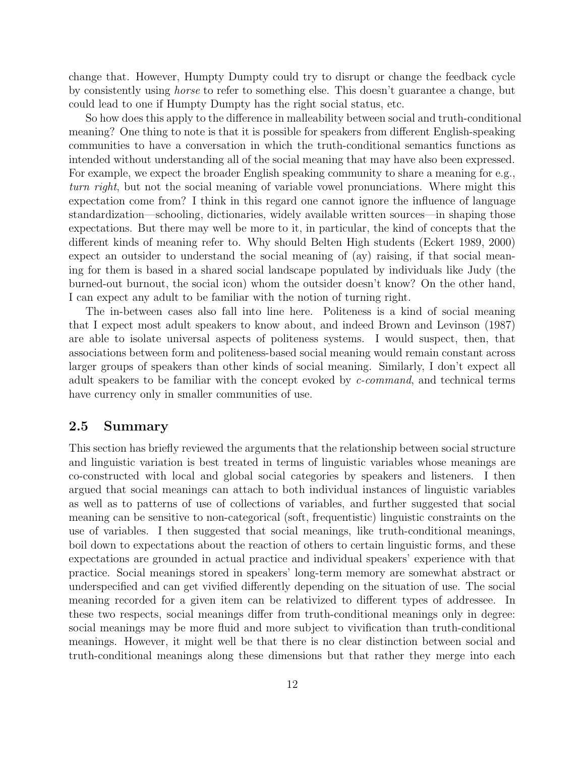change that. However, Humpty Dumpty could try to disrupt or change the feedback cycle by consistently using *horse* to refer to something else. This doesn't guarantee a change, but could lead to one if Humpty Dumpty has the right social status, etc.

So how does this apply to the difference in malleability between social and truth-conditional meaning? One thing to note is that it is possible for speakers from different English-speaking communities to have a conversation in which the truth-conditional semantics functions as intended without understanding all of the social meaning that may have also been expressed. For example, we expect the broader English speaking community to share a meaning for e.g., *turn right*, but not the social meaning of variable vowel pronunciations. Where might this expectation come from? I think in this regard one cannot ignore the influence of language standardization—schooling, dictionaries, widely available written sources—in shaping those expectations. But there may well be more to it, in particular, the kind of concepts that the different kinds of meaning refer to. Why should Belten High students (Eckert 1989, 2000) expect an outsider to understand the social meaning of (ay) raising, if that social meaning for them is based in a shared social landscape populated by individuals like Judy (the burned-out burnout, the social icon) whom the outsider doesn't know? On the other hand, I can expect any adult to be familiar with the notion of turning right.

The in-between cases also fall into line here. Politeness is a kind of social meaning that I expect most adult speakers to know about, and indeed Brown and Levinson (1987) are able to isolate universal aspects of politeness systems. I would suspect, then, that associations between form and politeness-based social meaning would remain constant across larger groups of speakers than other kinds of social meaning. Similarly, I don't expect all adult speakers to be familiar with the concept evoked by *c-command*, and technical terms have currency only in smaller communities of use.

## 2.5 Summary

This section has briefly reviewed the arguments that the relationship between social structure and linguistic variation is best treated in terms of linguistic variables whose meanings are co-constructed with local and global social categories by speakers and listeners. I then argued that social meanings can attach to both individual instances of linguistic variables as well as to patterns of use of collections of variables, and further suggested that social meaning can be sensitive to non-categorical (soft, frequentistic) linguistic constraints on the use of variables. I then suggested that social meanings, like truth-conditional meanings, boil down to expectations about the reaction of others to certain linguistic forms, and these expectations are grounded in actual practice and individual speakers' experience with that practice. Social meanings stored in speakers' long-term memory are somewhat abstract or underspecified and can get vivified differently depending on the situation of use. The social meaning recorded for a given item can be relativized to different types of addressee. In these two respects, social meanings differ from truth-conditional meanings only in degree: social meanings may be more fluid and more subject to vivification than truth-conditional meanings. However, it might well be that there is no clear distinction between social and truth-conditional meanings along these dimensions but that rather they merge into each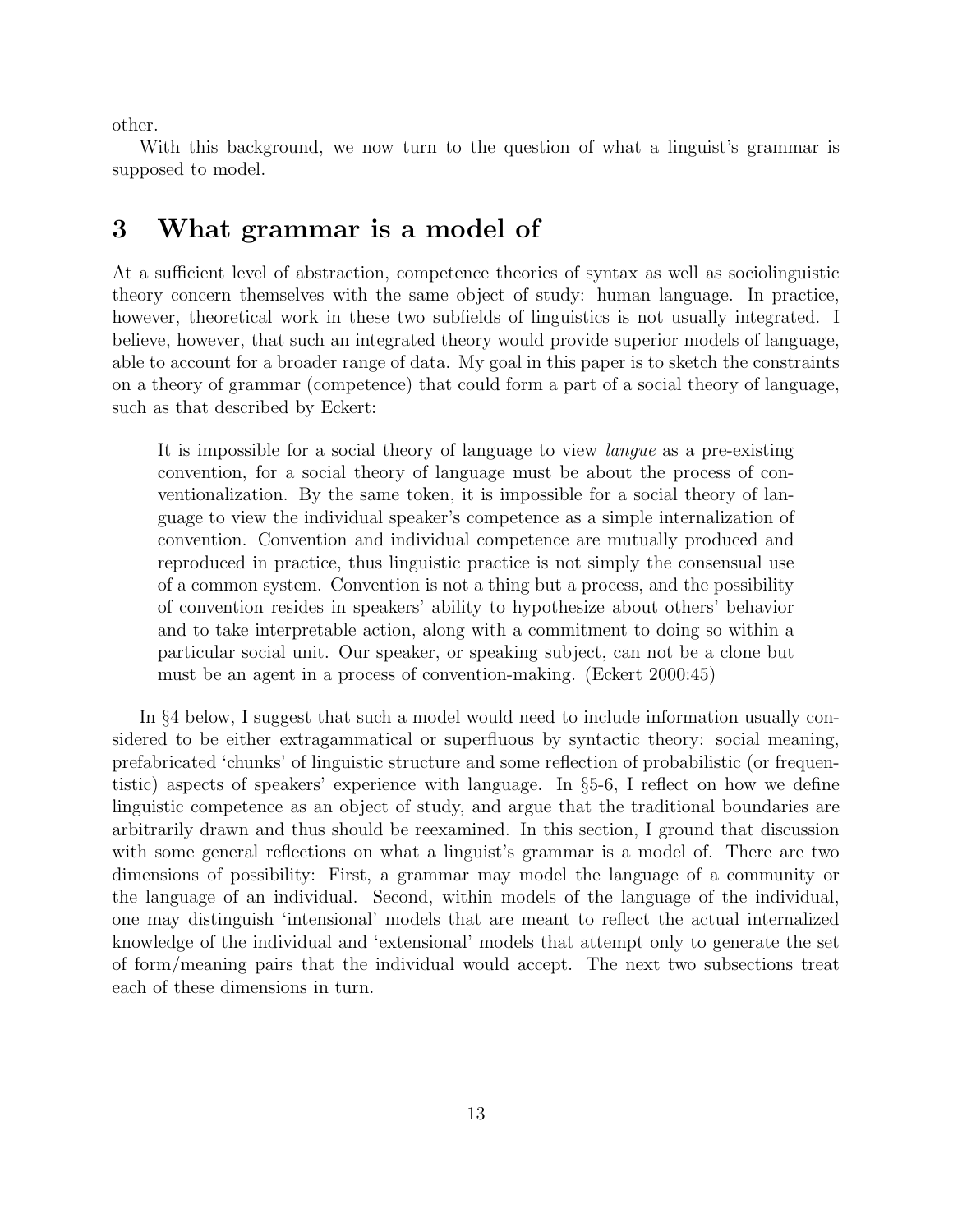other.

With this background, we now turn to the question of what a linguist's grammar is supposed to model.

# 3 What grammar is a model of

At a sufficient level of abstraction, competence theories of syntax as well as sociolinguistic theory concern themselves with the same object of study: human language. In practice, however, theoretical work in these two subfields of linguistics is not usually integrated. I believe, however, that such an integrated theory would provide superior models of language, able to account for a broader range of data. My goal in this paper is to sketch the constraints on a theory of grammar (competence) that could form a part of a social theory of language, such as that described by Eckert:

> It is impossible for a social theory of language to view *langue* as a pre-existing convention, for a social theory of language must be about the process of conventionalization. By the same token, it is impossible for a social theory of language to view the individual speaker's competence as a simple internalization of convention. Convention and individual competence are mutually produced and reproduced in practice, thus linguistic practice is not simply the consensual use of a common system. Convention is not a thing but a process, and the possibility of convention resides in speakers' ability to hypothesize about others' behavior and to take interpretable action, along with a commitment to doing so within a particular social unit. Our speaker, or speaking subject, can not be a clone but must be an agent in a process of convention-making. (Eckert 2000:45)

In §4 below, I suggest that such a model would need to include information usually considered to be either extragammatical or superfluous by syntactic theory: social meaning, prefabricated 'chunks' of linguistic structure and some reflection of probabilistic (or frequentistic) aspects of speakers' experience with language. In §5-6, I reflect on how we define linguistic competence as an object of study, and argue that the traditional boundaries are arbitrarily drawn and thus should be reexamined. In this section, I ground that discussion with some general reflections on what a linguist's grammar is a model of. There are two dimensions of possibility: First, a grammar may model the language of a community or the language of an individual. Second, within models of the language of the individual, one may distinguish 'intensional' models that are meant to reflect the actual internalized knowledge of the individual and 'extensional' models that attempt only to generate the set of form/meaning pairs that the individual would accept. The next two subsections treat each of these dimensions in turn.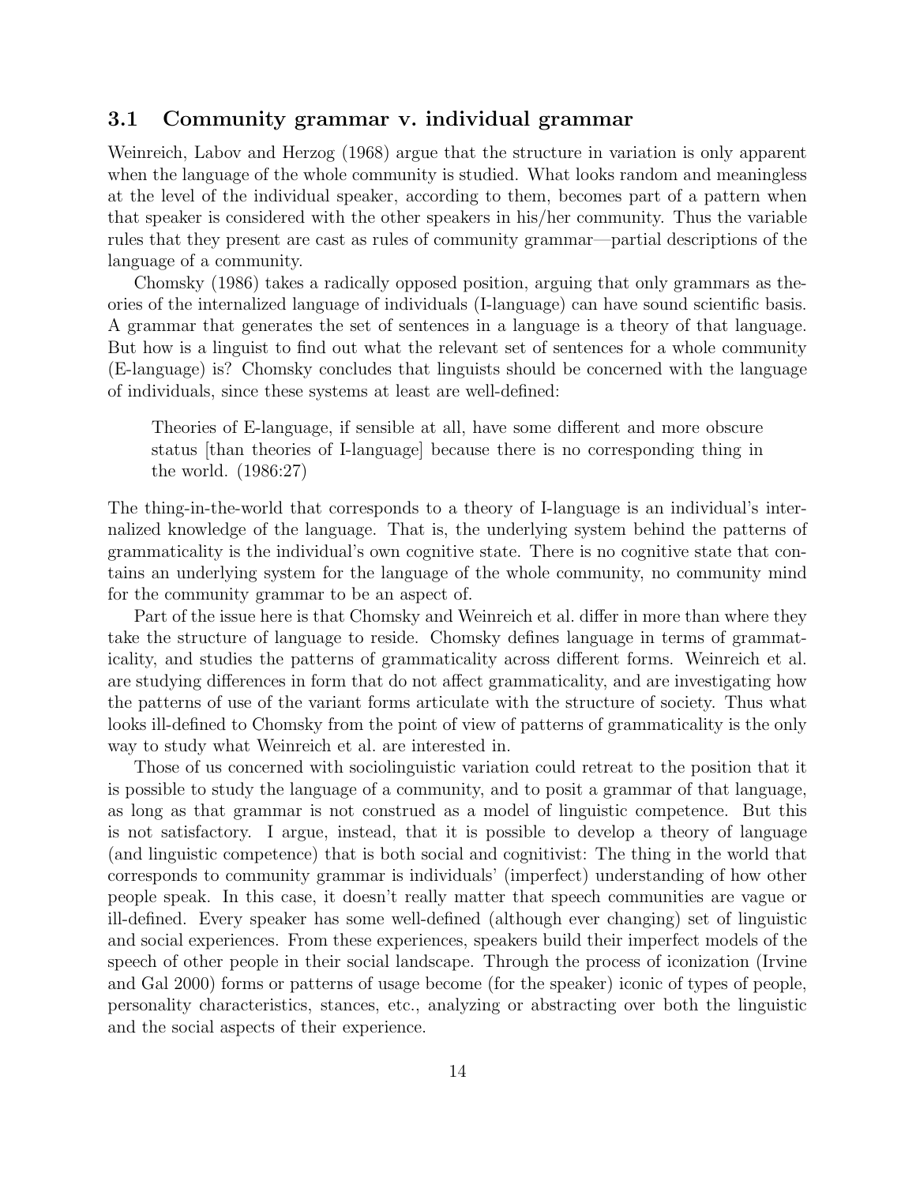### 3.1 Community grammar v. individual grammar

Weinreich, Labov and Herzog (1968) argue that the structure in variation is only apparent when the language of the whole community is studied. What looks random and meaningless at the level of the individual speaker, according to them, becomes part of a pattern when that speaker is considered with the other speakers in his/her community. Thus the variable rules that they present are cast as rules of community grammar—partial descriptions of the language of a community.

Chomsky (1986) takes a radically opposed position, arguing that only grammars as theories of the internalized language of individuals (I-language) can have sound scientific basis. A grammar that generates the set of sentences in a language is a theory of that language. But how is a linguist to find out what the relevant set of sentences for a whole community (E-language) is? Chomsky concludes that linguists should be concerned with the language of individuals, since these systems at least are well-defined:

> Theories of E-language, if sensible at all, have some different and more obscure status [than theories of I-language] because there is no corresponding thing in the world. (1986:27)

The thing-in-the-world that corresponds to a theory of I-language is an individual's internalized knowledge of the language. That is, the underlying system behind the patterns of grammaticality is the individual's own cognitive state. There is no cognitive state that contains an underlying system for the language of the whole community, no community mind for the community grammar to be an aspect of.

Part of the issue here is that Chomsky and Weinreich et al. differ in more than where they take the structure of language to reside. Chomsky defines language in terms of grammaticality, and studies the patterns of grammaticality across different forms. Weinreich et al. are studying differences in form that do not affect grammaticality, and are investigating how the patterns of use of the variant forms articulate with the structure of society. Thus what looks ill-defined to Chomsky from the point of view of patterns of grammaticality is the only way to study what Weinreich et al. are interested in.

Those of us concerned with sociolinguistic variation could retreat to the position that it is possible to study the language of a community, and to posit a grammar of that language, as long as that grammar is not construed as a model of linguistic competence. But this is not satisfactory. I argue, instead, that it is possible to develop a theory of language (and linguistic competence) that is both social and cognitivist: The thing in the world that corresponds to community grammar is individuals' (imperfect) understanding of how other people speak. In this case, it doesn't really matter that speech communities are vague or ill-defined. Every speaker has some well-defined (although ever changing) set of linguistic and social experiences. From these experiences, speakers build their imperfect models of the speech of other people in their social landscape. Through the process of iconization (Irvine and Gal 2000) forms or patterns of usage become (for the speaker) iconic of types of people, personality characteristics, stances, etc., analyzing or abstracting over both the linguistic and the social aspects of their experience.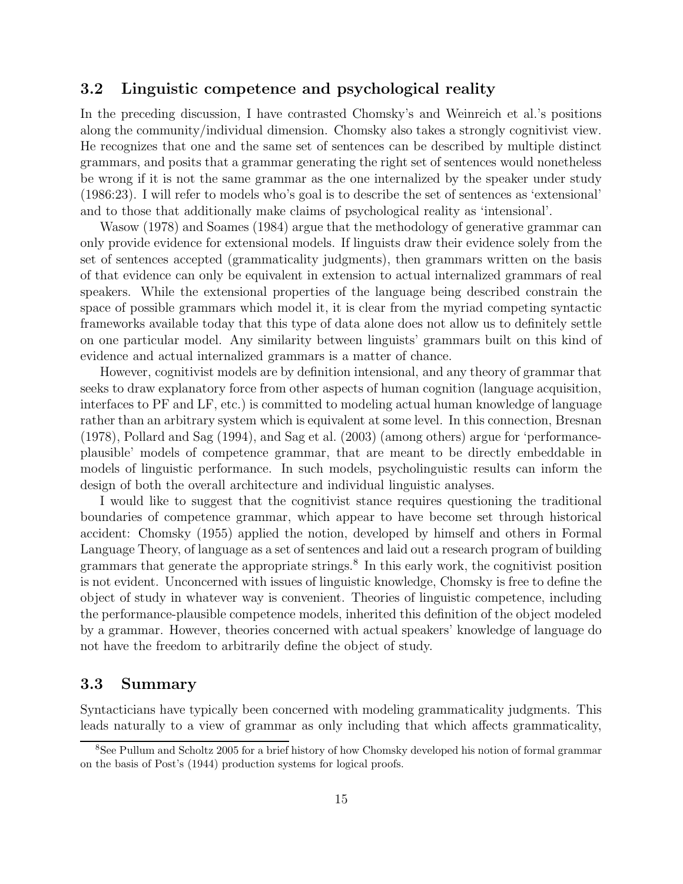## 3.2 Linguistic competence and psychological reality

In the preceding discussion, I have contrasted Chomsky's and Weinreich et al.'s positions along the community/individual dimension. Chomsky also takes a strongly cognitivist view. He recognizes that one and the same set of sentences can be described by multiple distinct grammars, and posits that a grammar generating the right set of sentences would nonetheless be wrong if it is not the same grammar as the one internalized by the speaker under study (1986:23). I will refer to models who's goal is to describe the set of sentences as 'extensional' and to those that additionally make claims of psychological reality as 'intensional'.

Wasow (1978) and Soames (1984) argue that the methodology of generative grammar can only provide evidence for extensional models. If linguists draw their evidence solely from the set of sentences accepted (grammaticality judgments), then grammars written on the basis of that evidence can only be equivalent in extension to actual internalized grammars of real speakers. While the extensional properties of the language being described constrain the space of possible grammars which model it, it is clear from the myriad competing syntactic frameworks available today that this type of data alone does not allow us to definitely settle on one particular model. Any similarity between linguists' grammars built on this kind of evidence and actual internalized grammars is a matter of chance.

However, cognitivist models are by definition intensional, and any theory of grammar that seeks to draw explanatory force from other aspects of human cognition (language acquisition, interfaces to PF and LF, etc.) is committed to modeling actual human knowledge of language rather than an arbitrary system which is equivalent at some level. In this connection, Bresnan (1978), Pollard and Sag (1994), and Sag et al. (2003) (among others) argue for 'performance-plausible' models of competence grammar, that are meant to be directly embeddable in models of linguistic performance. In such models, psycholinguistic results can inform the design of both the overall architecture and individual linguistic analyses.

I would like to suggest that the cognitivist stance requires questioning the traditional boundaries of competence grammar, which appear to have become set through historical accident: Chomsky (1955) applied the notion, developed by himself and others in Formal Language Theory, of language as a set of sentences and laid out a research program of building grammars that generate the appropriate strings.[8] In this early work, the cognitivist position is not evident. Unconcerned with issues of linguistic knowledge, Chomsky is free to define the object of study in whatever way is convenient. Theories of linguistic competence, including the performance-plausible competence models, inherited this definition of the object modeled by a grammar. However, theories concerned with actual speakers' knowledge of language do not have the freedom to arbitrarily define the object of study.

## 3.3 Summary

Syntacticians have typically been concerned with modeling grammaticality judgments. This leads naturally to a view of grammar as only including that which affects grammaticality,

[8]See Pullum and Scholtz 2005 for a brief history of how Chomsky developed his notion of formal grammar on the basis of Post's (1944) production systems for logical proofs.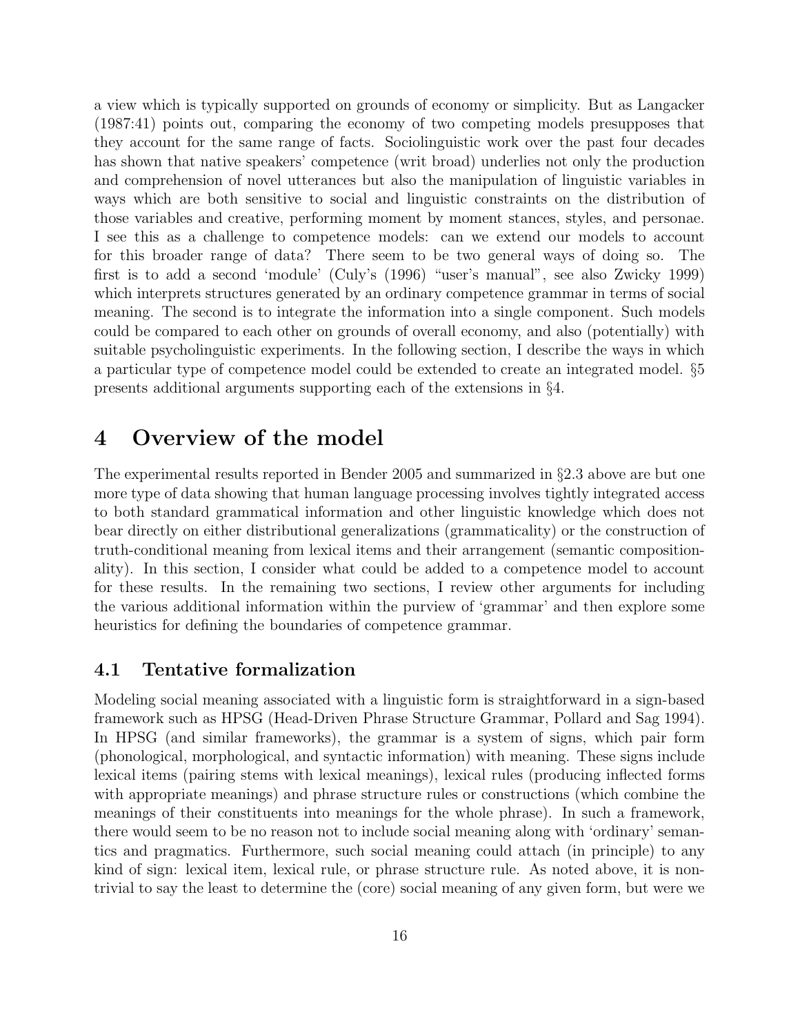a view which is typically supported on grounds of economy or simplicity. But as Langacker (1987:41) points out, comparing the economy of two competing models presupposes that they account for the same range of facts. Sociolinguistic work over the past four decades has shown that native speakers' competence (writ broad) underlies not only the production and comprehension of novel utterances but also the manipulation of linguistic variables in ways which are both sensitive to social and linguistic constraints on the distribution of those variables and creative, performing moment by moment stances, styles, and personae. I see this as a challenge to competence models: can we extend our models to account for this broader range of data? There seem to be two general ways of doing so. The first is to add a second 'module' (Culy's (1996) "user's manual", see also Zwicky 1999) which interprets structures generated by an ordinary competence grammar in terms of social meaning. The second is to integrate the information into a single component. Such models could be compared to each other on grounds of overall economy, and also (potentially) with suitable psycholinguistic experiments. In the following section, I describe the ways in which a particular type of competence model could be extended to create an integrated model. §5 presents additional arguments supporting each of the extensions in §4.

# 4 Overview of the model

The experimental results reported in Bender 2005 and summarized in §2.3 above are but one more type of data showing that human language processing involves tightly integrated access to both standard grammatical information and other linguistic knowledge which does not bear directly on either distributional generalizations (grammaticality) or the construction of truth-conditional meaning from lexical items and their arrangement (semantic compositionality). In this section, I consider what could be added to a competence model to account for these results. In the remaining two sections, I review other arguments for including the various additional information within the purview of 'grammar' and then explore some heuristics for defining the boundaries of competence grammar.

## 4.1 Tentative formalization

Modeling social meaning associated with a linguistic form is straightforward in a sign-based framework such as HPSG (Head-Driven Phrase Structure Grammar, Pollard and Sag 1994). In HPSG (and similar frameworks), the grammar is a system of signs, which pair form (phonological, morphological, and syntactic information) with meaning. These signs include lexical items (pairing stems with lexical meanings), lexical rules (producing inflected forms with appropriate meanings) and phrase structure rules or constructions (which combine the meanings of their constituents into meanings for the whole phrase). In such a framework, there would seem to be no reason not to include social meaning along with 'ordinary' semantics and pragmatics. Furthermore, such social meaning could attach (in principle) to any kind of sign: lexical item, lexical rule, or phrase structure rule. As noted above, it is non-trivial to say the least to determine the (core) social meaning of any given form, but were we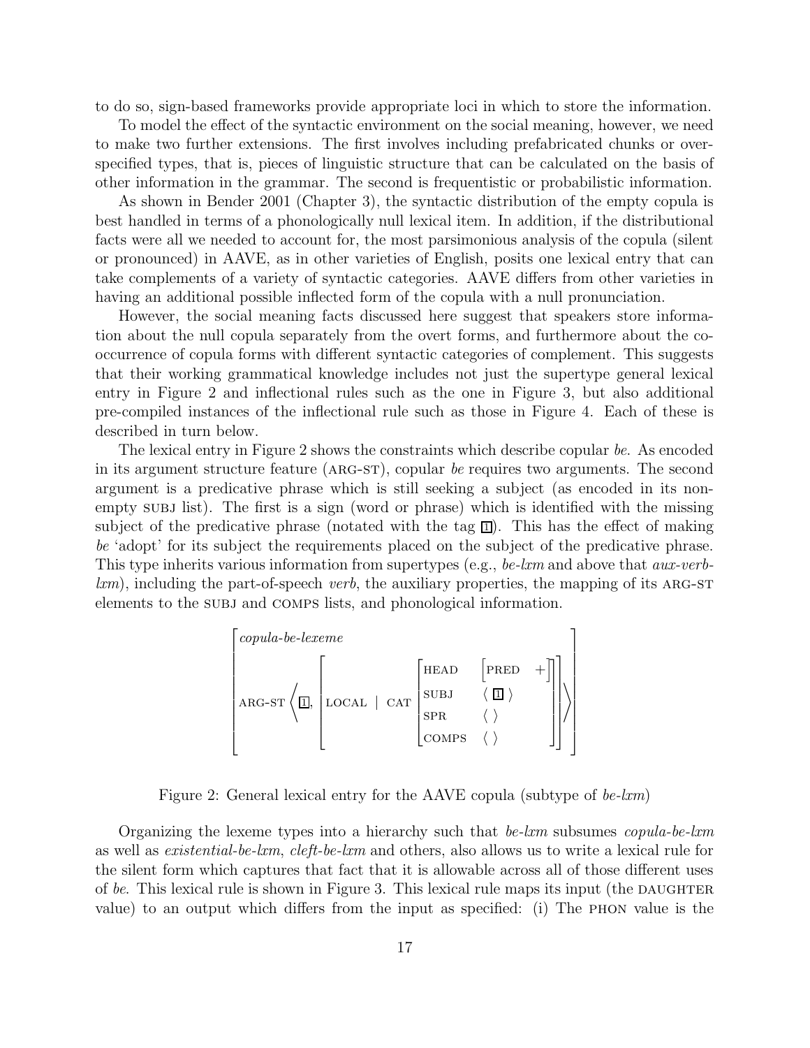to do so, sign-based frameworks provide appropriate loci in which to store the information.

To model the effect of the syntactic environment on the social meaning, however, we need to make two further extensions. The first involves including prefabricated chunks or over-specified types, that is, pieces of linguistic structure that can be calculated on the basis of other information in the grammar. The second is frequentistic or probabilistic information.

As shown in Bender 2001 (Chapter 3), the syntactic distribution of the empty copula is best handled in terms of a phonologically null lexical item. In addition, if the distributional facts were all we needed to account for, the most parsimonious analysis of the copula (silent or pronounced) in AAVE, as in other varieties of English, posits one lexical entry that can take complements of a variety of syntactic categories. AAVE differs from other varieties in having an additional possible inflected form of the copula with a null pronunciation.

However, the social meaning facts discussed here suggest that speakers store information about the null copula separately from the overt forms, and furthermore about the co-occurrence of copula forms with different syntactic categories of complement. This suggests that their working grammatical knowledge includes not just the supertype general lexical entry in Figure 2 and inflectional rules such as the one in Figure 3, but also additional pre-compiled instances of the inflectional rule such as those in Figure 4. Each of these is described in turn below.

The lexical entry in Figure 2 shows the constraints which describe copular *be*. As encoded in its argument structure feature (ARG-ST), copular *be* requires two arguments. The second argument is a predicative phrase which is still seeking a subject (as encoded in its non-empty SUBJ list). The first is a sign (word or phrase) which is identified with the missing subject of the predicative phrase (notated with the tag $\boxed{1}$). This has the effect of making *be* 'adopt' for its subject the requirements placed on the subject of the predicative phrase. This type inherits various information from supertypes (e.g., *be-lxm* and above that *aux-verb-lxm*), including the part-of-speech *verb*, the auxiliary properties, the mapping of its ARG-ST elements to the SUBJ and COMPS lists, and phonological information.

$$\begin{bmatrix} \textit{copula-be-lexeme} \\ \text{ARG-ST} \left\langle \boxed{1}, \begin{bmatrix} \text{LOCAL} \mid \text{CAT} \begin{bmatrix} \text{HEAD} & \begin{bmatrix}\text{PRED} & + \end{bmatrix} \\ \text{SUBJ} & \langle \boxed{1} \rangle \\ \text{SPR} & \langle\ \rangle \\ \text{COMPS} & \langle\ \rangle \end{bmatrix} \end{bmatrix} \right\rangle \end{bmatrix}$$

Figure 2: General lexical entry for the AAVE copula (subtype of *be-lxm*)

Organizing the lexeme types into a hierarchy such that *be-lxm* subsumes *copula-be-lxm* as well as *existential-be-lxm*, *cleft-be-lxm* and others, also allows us to write a lexical rule for the silent form which captures that fact that it is allowable across all of those different uses of *be*. This lexical rule is shown in Figure 3. This lexical rule maps its input (the DAUGHTER value) to an output which differs from the input as specified: (i) The PHON value is the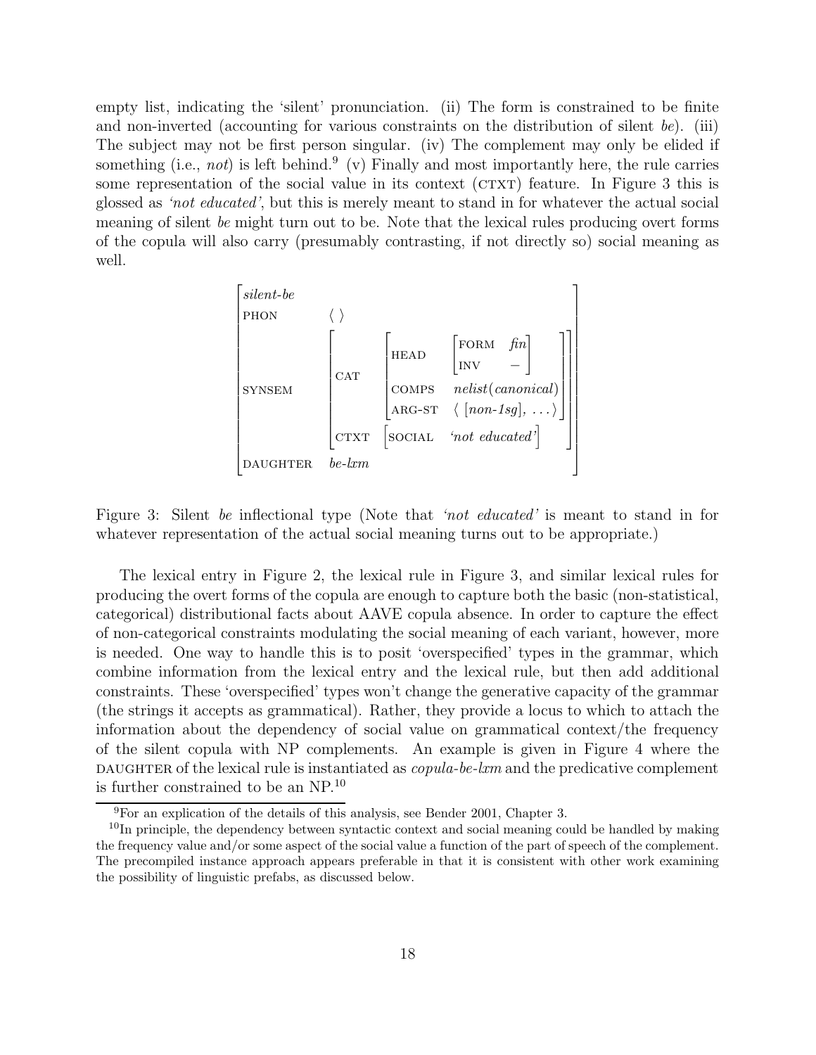empty list, indicating the 'silent' pronunciation. (ii) The form is constrained to be finite and non-inverted (accounting for various constraints on the distribution of silent *be*). (iii) The subject may not be first person singular. (iv) The complement may only be elided if something (i.e., *not*) is left behind.[9] (v) Finally and most importantly here, the rule carries some representation of the social value in its context (CTXT) feature. In Figure 3 this is glossed as *'not educated'*, but this is merely meant to stand in for whatever the actual social meaning of silent *be* might turn out to be. Note that the lexical rules producing overt forms of the copula will also carry (presumably contrasting, if not directly so) social meaning as well.

$$
\begin{bmatrix}
\textit{silent-be} & \\
\text{PHON} & \langle\ \rangle \\
\text{SYNSEM} & \begin{bmatrix}
\text{CAT} & \begin{bmatrix}
\text{HEAD} & \begin{bmatrix} \text{FORM} & \textit{fin} \\ \text{INV} & - \end{bmatrix} \\
\text{COMPS} & \textit{nelist}(\textit{canonical}) \\
\text{ARG-ST} & \langle\ [\textit{non-1sg}],\ \ldots \rangle
\end{bmatrix} \\
\text{CTXT} & \begin{bmatrix} \text{SOCIAL} & \textit{'not educated'} \end{bmatrix}
\end{bmatrix} \\
\text{DAUGHTER} & \textit{be-lxm}
\end{bmatrix}
$$

Figure 3: Silent *be* inflectional type (Note that *'not educated'* is meant to stand in for whatever representation of the actual social meaning turns out to be appropriate.)

The lexical entry in Figure 2, the lexical rule in Figure 3, and similar lexical rules for producing the overt forms of the copula are enough to capture both the basic (non-statistical, categorical) distributional facts about AAVE copula absence. In order to capture the effect of non-categorical constraints modulating the social meaning of each variant, however, more is needed. One way to handle this is to posit 'overspecified' types in the grammar, which combine information from the lexical entry and the lexical rule, but then add additional constraints. These 'overspecified' types won't change the generative capacity of the grammar (the strings it accepts as grammatical). Rather, they provide a locus to which to attach the information about the dependency of social value on grammatical context/the frequency of the silent copula with NP complements. An example is given in Figure 4 where the DAUGHTER of the lexical rule is instantiated as *copula-be-lxm* and the predicative complement is further constrained to be an NP.[10]

[9] For an explication of the details of this analysis, see Bender 2001, Chapter 3.

[10] In principle, the dependency between syntactic context and social meaning could be handled by making the frequency value and/or some aspect of the social value a function of the part of speech of the complement. The precompiled instance approach appears preferable in that it is consistent with other work examining the possibility of linguistic prefabs, as discussed below.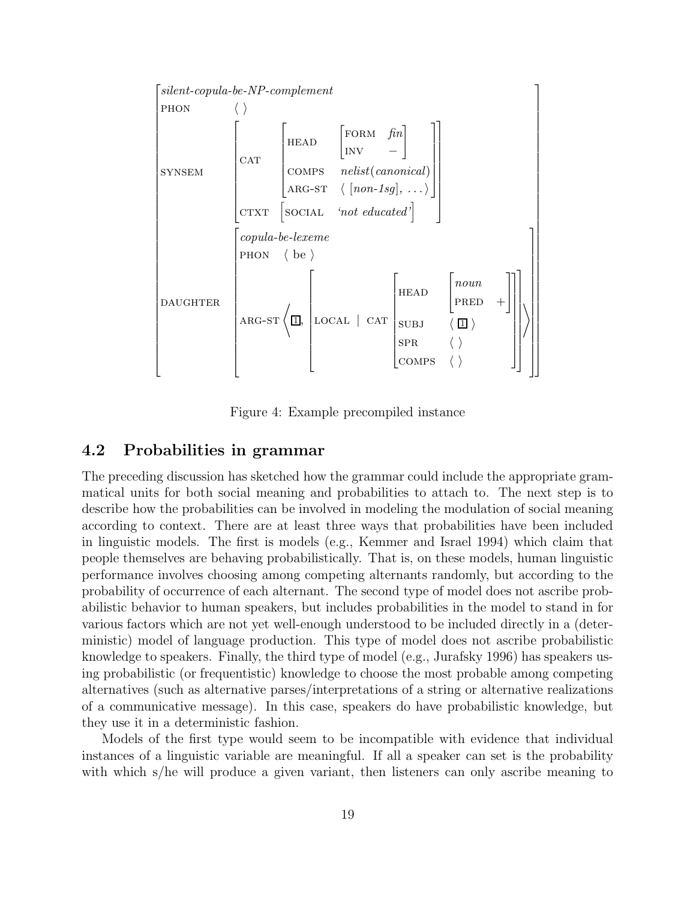$$\begin{bmatrix} \textit{silent-copula-be-NP-complement} & \\ \text{PHON} & \langle\ \rangle \\ \text{SYNSEM} & \begin{bmatrix} \text{CAT} & \begin{bmatrix} \text{HEAD} & \begin{bmatrix}\text{FORM} & \textit{fin}\\ \text{INV} & -\end{bmatrix} \\ \text{COMPS} & \textit{nelist}(\textit{canonical}) \\ \text{ARG-ST} & \langle\ [\textit{non-1sg}],\ \ldots \rangle \end{bmatrix} \\ \text{CTXT} & \begin{bmatrix}\text{SOCIAL} & \textit{`not educated'}\end{bmatrix}\end{bmatrix} \\ \text{DAUGHTER} & \begin{bmatrix} \textit{copula-be-lexeme} & \\ \text{PHON} & \langle\ \text{be}\ \rangle \\ \text{ARG-ST} & \left\langle \boxed{1}, \begin{bmatrix}\text{LOCAL} \mid \text{CAT} & \begin{bmatrix}\text{HEAD} & \begin{bmatrix}\textit{noun} & \\ \text{PRED} & +\end{bmatrix}\\ \text{SUBJ} & \langle\ \boxed{1}\ \rangle \\ \text{SPR} & \langle\ \rangle \\ \text{COMPS} & \langle\ \rangle\end{bmatrix}\end{bmatrix}\right\rangle\end{bmatrix}\end{bmatrix}$$

Figure 4: Example precompiled instance

## 4.2 Probabilities in grammar

The preceding discussion has sketched how the grammar could include the appropriate grammatical units for both social meaning and probabilities to attach to. The next step is to describe how the probabilities can be involved in modeling the modulation of social meaning according to context. There are at least three ways that probabilities have been included in linguistic models. The first is models (e.g., Kemmer and Israel 1994) which claim that people themselves are behaving probabilistically. That is, on these models, human linguistic performance involves choosing among competing alternants randomly, but according to the probability of occurrence of each alternant. The second type of model does not ascribe probabilistic behavior to human speakers, but includes probabilities in the model to stand in for various factors which are not yet well-enough understood to be included directly in a (deterministic) model of language production. This type of model does not ascribe probabilistic knowledge to speakers. Finally, the third type of model (e.g., Jurafsky 1996) has speakers using probabilistic (or frequentistic) knowledge to choose the most probable among competing alternatives (such as alternative parses/interpretations of a string or alternative realizations of a communicative message). In this case, speakers do have probabilistic knowledge, but they use it in a deterministic fashion.

Models of the first type would seem to be incompatible with evidence that individual instances of a linguistic variable are meaningful. If all a speaker can set is the probability with which s/he will produce a given variant, then listeners can only ascribe meaning to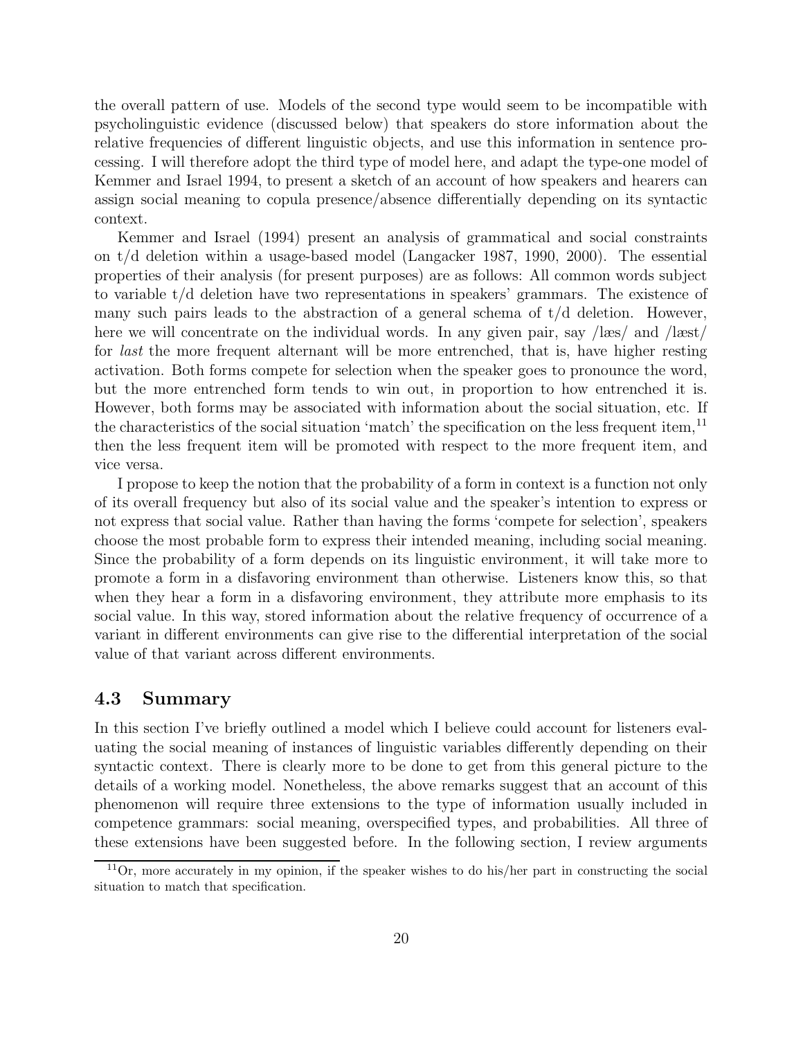the overall pattern of use. Models of the second type would seem to be incompatible with psycholinguistic evidence (discussed below) that speakers do store information about the relative frequencies of different linguistic objects, and use this information in sentence processing. I will therefore adopt the third type of model here, and adapt the type-one model of Kemmer and Israel 1994, to present a sketch of an account of how speakers and hearers can assign social meaning to copula presence/absence differentially depending on its syntactic context.

Kemmer and Israel (1994) present an analysis of grammatical and social constraints on t/d deletion within a usage-based model (Langacker 1987, 1990, 2000). The essential properties of their analysis (for present purposes) are as follows: All common words subject to variable t/d deletion have two representations in speakers' grammars. The existence of many such pairs leads to the abstraction of a general schema of t/d deletion. However, here we will concentrate on the individual words. In any given pair, say /læs/ and /læst/ for *last* the more frequent alternant will be more entrenched, that is, have higher resting activation. Both forms compete for selection when the speaker goes to pronounce the word, but the more entrenched form tends to win out, in proportion to how entrenched it is. However, both forms may be associated with information about the social situation, etc. If the characteristics of the social situation 'match' the specification on the less frequent item,[11] then the less frequent item will be promoted with respect to the more frequent item, and vice versa.

I propose to keep the notion that the probability of a form in context is a function not only of its overall frequency but also of its social value and the speaker's intention to express or not express that social value. Rather than having the forms 'compete for selection', speakers choose the most probable form to express their intended meaning, including social meaning. Since the probability of a form depends on its linguistic environment, it will take more to promote a form in a disfavoring environment than otherwise. Listeners know this, so that when they hear a form in a disfavoring environment, they attribute more emphasis to its social value. In this way, stored information about the relative frequency of occurrence of a variant in different environments can give rise to the differential interpretation of the social value of that variant across different environments.

## 4.3 Summary

In this section I've briefly outlined a model which I believe could account for listeners evaluating the social meaning of instances of linguistic variables differently depending on their syntactic context. There is clearly more to be done to get from this general picture to the details of a working model. Nonetheless, the above remarks suggest that an account of this phenomenon will require three extensions to the type of information usually included in competence grammars: social meaning, overspecified types, and probabilities. All three of these extensions have been suggested before. In the following section, I review arguments

[11] Or, more accurately in my opinion, if the speaker wishes to do his/her part in constructing the social situation to match that specification.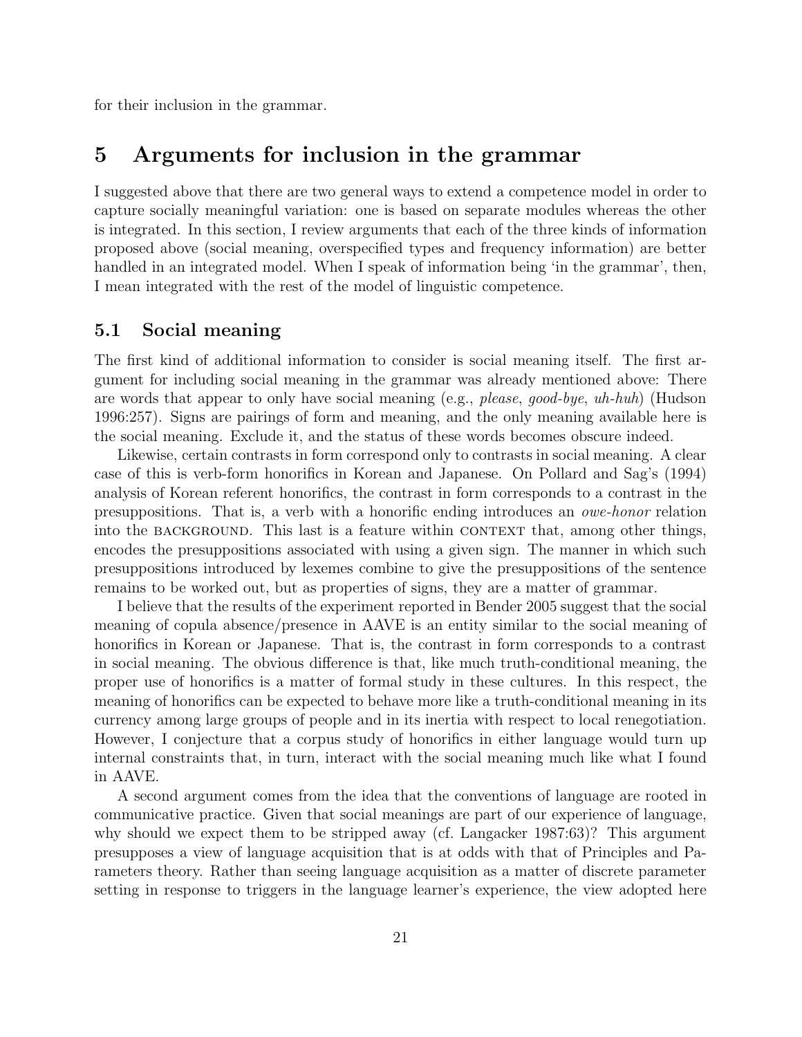for their inclusion in the grammar.

## 5 Arguments for inclusion in the grammar

I suggested above that there are two general ways to extend a competence model in order to capture socially meaningful variation: one is based on separate modules whereas the other is integrated. In this section, I review arguments that each of the three kinds of information proposed above (social meaning, overspecified types and frequency information) are better handled in an integrated model. When I speak of information being 'in the grammar', then, I mean integrated with the rest of the model of linguistic competence.

### 5.1 Social meaning

The first kind of additional information to consider is social meaning itself. The first argument for including social meaning in the grammar was already mentioned above: There are words that appear to only have social meaning (e.g., *please*, *good-bye*, *uh-huh*) (Hudson 1996:257). Signs are pairings of form and meaning, and the only meaning available here is the social meaning. Exclude it, and the status of these words becomes obscure indeed.

Likewise, certain contrasts in form correspond only to contrasts in social meaning. A clear case of this is verb-form honorifics in Korean and Japanese. On Pollard and Sag's (1994) analysis of Korean referent honorifics, the contrast in form corresponds to a contrast in the presuppositions. That is, a verb with a honorific ending introduces an *owe-honor* relation into the BACKGROUND. This last is a feature within CONTEXT that, among other things, encodes the presuppositions associated with using a given sign. The manner in which such presuppositions introduced by lexemes combine to give the presuppositions of the sentence remains to be worked out, but as properties of signs, they are a matter of grammar.

I believe that the results of the experiment reported in Bender 2005 suggest that the social meaning of copula absence/presence in AAVE is an entity similar to the social meaning of honorifics in Korean or Japanese. That is, the contrast in form corresponds to a contrast in social meaning. The obvious difference is that, like much truth-conditional meaning, the proper use of honorifics is a matter of formal study in these cultures. In this respect, the meaning of honorifics can be expected to behave more like a truth-conditional meaning in its currency among large groups of people and in its inertia with respect to local renegotiation. However, I conjecture that a corpus study of honorifics in either language would turn up internal constraints that, in turn, interact with the social meaning much like what I found in AAVE.

A second argument comes from the idea that the conventions of language are rooted in communicative practice. Given that social meanings are part of our experience of language, why should we expect them to be stripped away (cf. Langacker 1987:63)? This argument presupposes a view of language acquisition that is at odds with that of Principles and Parameters theory. Rather than seeing language acquisition as a matter of discrete parameter setting in response to triggers in the language learner's experience, the view adopted here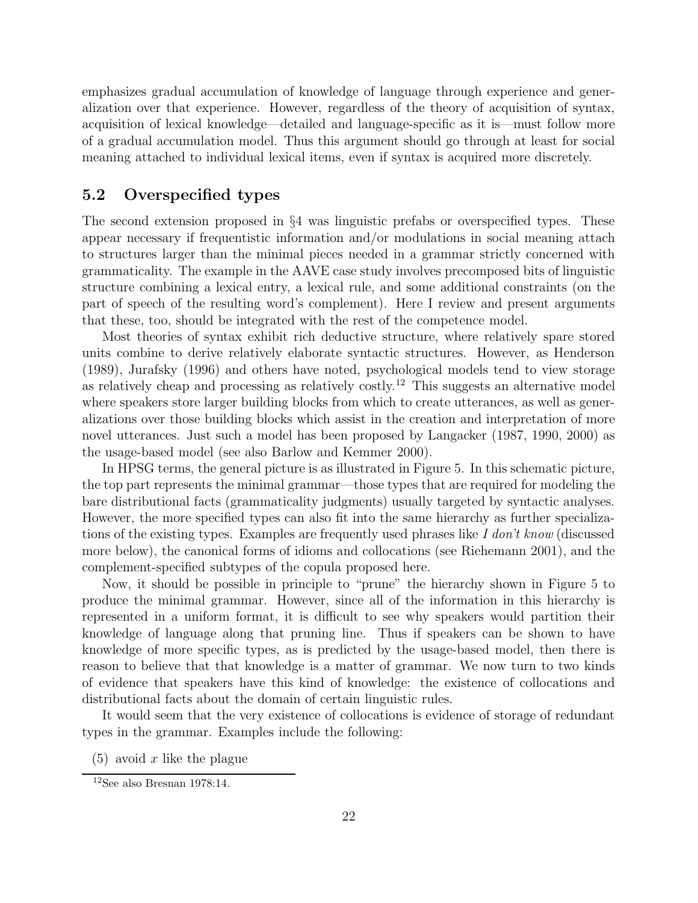emphasizes gradual accumulation of knowledge of language through experience and generalization over that experience. However, regardless of the theory of acquisition of syntax, acquisition of lexical knowledge—detailed and language-specific as it is—must follow more of a gradual accumulation model. Thus this argument should go through at least for social meaning attached to individual lexical items, even if syntax is acquired more discretely.

## 5.2 Overspecified types

The second extension proposed in §4 was linguistic prefabs or overspecified types. These appear necessary if frequentistic information and/or modulations in social meaning attach to structures larger than the minimal pieces needed in a grammar strictly concerned with grammaticality. The example in the AAVE case study involves precomposed bits of linguistic structure combining a lexical entry, a lexical rule, and some additional constraints (on the part of speech of the resulting word's complement). Here I review and present arguments that these, too, should be integrated with the rest of the competence model.

Most theories of syntax exhibit rich deductive structure, where relatively spare stored units combine to derive relatively elaborate syntactic structures. However, as Henderson (1989), Jurafsky (1996) and others have noted, psychological models tend to view storage as relatively cheap and processing as relatively costly.[12] This suggests an alternative model where speakers store larger building blocks from which to create utterances, as well as generalizations over those building blocks which assist in the creation and interpretation of more novel utterances. Just such a model has been proposed by Langacker (1987, 1990, 2000) as the usage-based model (see also Barlow and Kemmer 2000).

In HPSG terms, the general picture is as illustrated in Figure 5. In this schematic picture, the top part represents the minimal grammar—those types that are required for modeling the bare distributional facts (grammaticality judgments) usually targeted by syntactic analyses. However, the more specified types can also fit into the same hierarchy as further specializations of the existing types. Examples are frequently used phrases like *I don't know* (discussed more below), the canonical forms of idioms and collocations (see Riehemann 2001), and the complement-specified subtypes of the copula proposed here.

Now, it should be possible in principle to "prune" the hierarchy shown in Figure 5 to produce the minimal grammar. However, since all of the information in this hierarchy is represented in a uniform format, it is difficult to see why speakers would partition their knowledge of language along that pruning line. Thus if speakers can be shown to have knowledge of more specific types, as is predicted by the usage-based model, then there is reason to believe that that knowledge is a matter of grammar. We now turn to two kinds of evidence that speakers have this kind of knowledge: the existence of collocations and distributional facts about the domain of certain linguistic rules.

It would seem that the very existence of collocations is evidence of storage of redundant types in the grammar. Examples include the following:

(5) avoid $x$ like the plague

[12] See also Bresnan 1978:14.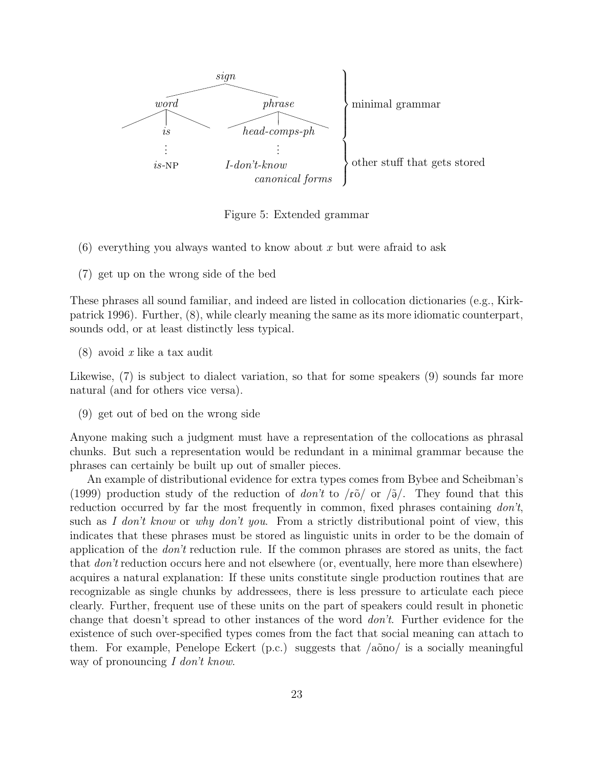```
                      sign
                 /           \
             word             phrase          }
           /  |  \          /   |   \         }  minimal grammar
              is            head-comps-ph     }
              ⋮                 ⋮              }
            is-NP         I-don't-know        }  other stuff that gets stored
                              canonical forms }
```

Figure 5: Extended grammar

(6) everything you always wanted to know about *x* but were afraid to ask

(7) get up on the wrong side of the bed

These phrases all sound familiar, and indeed are listed in collocation dictionaries (e.g., Kirkpatrick 1996). Further, (8), while clearly meaning the same as its more idiomatic counterpart, sounds odd, or at least distinctly less typical.

(8) avoid *x* like a tax audit

Likewise, (7) is subject to dialect variation, so that for some speakers (9) sounds far more natural (and for others vice versa).

(9) get out of bed on the wrong side

Anyone making such a judgment must have a representation of the collocations as phrasal chunks. But such a representation would be redundant in a minimal grammar because the phrases can certainly be built up out of smaller pieces.

An example of distributional evidence for extra types comes from Bybee and Scheibman's (1999) production study of the reduction of *don't* to /ɾõ/ or /ə̃/. They found that this reduction occurred by far the most frequently in common, fixed phrases containing *don't*, such as *I don't know* or *why don't you*. From a strictly distributional point of view, this indicates that these phrases must be stored as linguistic units in order to be the domain of application of the *don't* reduction rule. If the common phrases are stored as units, the fact that *don't* reduction occurs here and not elsewhere (or, eventually, here more than elsewhere) acquires a natural explanation: If these units constitute single production routines that are recognizable as single chunks by addressees, there is less pressure to articulate each piece clearly. Further, frequent use of these units on the part of speakers could result in phonetic change that doesn't spread to other instances of the word *don't*. Further evidence for the existence of such over-specified types comes from the fact that social meaning can attach to them. For example, Penelope Eckert (p.c.) suggests that /aõno/ is a socially meaningful way of pronouncing *I don't know*.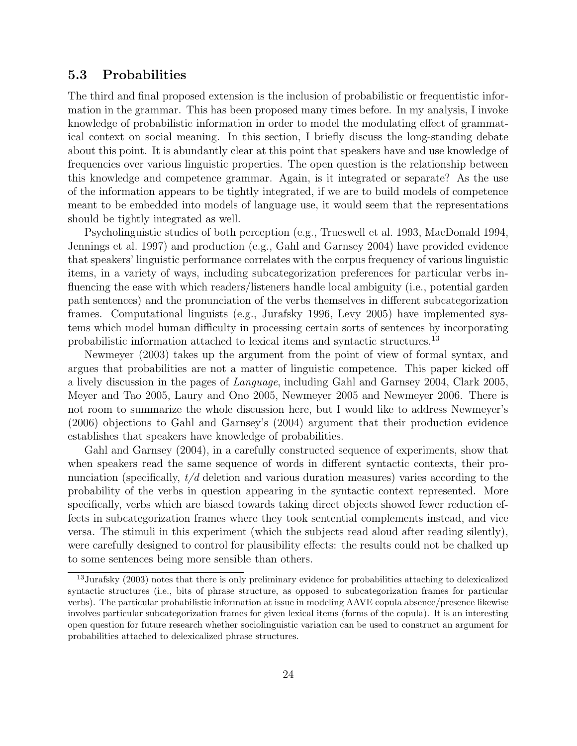## 5.3 Probabilities

The third and final proposed extension is the inclusion of probabilistic or frequentistic information in the grammar. This has been proposed many times before. In my analysis, I invoke knowledge of probabilistic information in order to model the modulating effect of grammatical context on social meaning. In this section, I briefly discuss the long-standing debate about this point. It is abundantly clear at this point that speakers have and use knowledge of frequencies over various linguistic properties. The open question is the relationship between this knowledge and competence grammar. Again, is it integrated or separate? As the use of the information appears to be tightly integrated, if we are to build models of competence meant to be embedded into models of language use, it would seem that the representations should be tightly integrated as well.

Psycholinguistic studies of both perception (e.g., Trueswell et al. 1993, MacDonald 1994, Jennings et al. 1997) and production (e.g., Gahl and Garnsey 2004) have provided evidence that speakers' linguistic performance correlates with the corpus frequency of various linguistic items, in a variety of ways, including subcategorization preferences for particular verbs influencing the ease with which readers/listeners handle local ambiguity (i.e., potential garden path sentences) and the pronunciation of the verbs themselves in different subcategorization frames. Computational linguists (e.g., Jurafsky 1996, Levy 2005) have implemented systems which model human difficulty in processing certain sorts of sentences by incorporating probabilistic information attached to lexical items and syntactic structures.[13]

Newmeyer (2003) takes up the argument from the point of view of formal syntax, and argues that probabilities are not a matter of linguistic competence. This paper kicked off a lively discussion in the pages of *Language*, including Gahl and Garnsey 2004, Clark 2005, Meyer and Tao 2005, Laury and Ono 2005, Newmeyer 2005 and Newmeyer 2006. There is not room to summarize the whole discussion here, but I would like to address Newmeyer's (2006) objections to Gahl and Garnsey's (2004) argument that their production evidence establishes that speakers have knowledge of probabilities.

Gahl and Garnsey (2004), in a carefully constructed sequence of experiments, show that when speakers read the same sequence of words in different syntactic contexts, their pronunciation (specifically, *t/d* deletion and various duration measures) varies according to the probability of the verbs in question appearing in the syntactic context represented. More specifically, verbs which are biased towards taking direct objects showed fewer reduction effects in subcategorization frames where they took sentential complements instead, and vice versa. The stimuli in this experiment (which the subjects read aloud after reading silently), were carefully designed to control for plausibility effects: the results could not be chalked up to some sentences being more sensible than others.

[13] Jurafsky (2003) notes that there is only preliminary evidence for probabilities attaching to delexicalized syntactic structures (i.e., bits of phrase structure, as opposed to subcategorization frames for particular verbs). The particular probabilistic information at issue in modeling AAVE copula absence/presence likewise involves particular subcategorization frames for given lexical items (forms of the copula). It is an interesting open question for future research whether sociolinguistic variation can be used to construct an argument for probabilities attached to delexicalized phrase structures.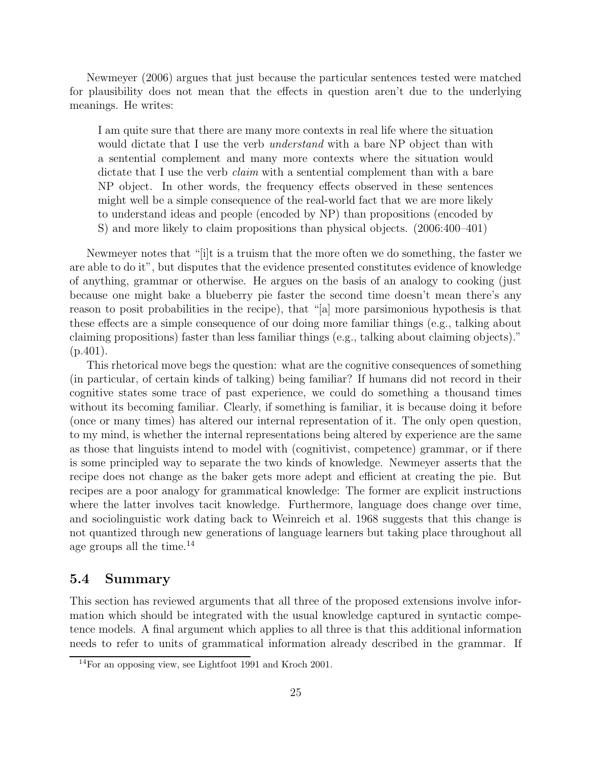Newmeyer (2006) argues that just because the particular sentences tested were matched for plausibility does not mean that the effects in question aren't due to the underlying meanings. He writes:

> I am quite sure that there are many more contexts in real life where the situation would dictate that I use the verb *understand* with a bare NP object than with a sentential complement and many more contexts where the situation would dictate that I use the verb *claim* with a sentential complement than with a bare NP object. In other words, the frequency effects observed in these sentences might well be a simple consequence of the real-world fact that we are more likely to understand ideas and people (encoded by NP) than propositions (encoded by S) and more likely to claim propositions than physical objects. (2006:400–401)

Newmeyer notes that "[i]t is a truism that the more often we do something, the faster we are able to do it", but disputes that the evidence presented constitutes evidence of knowledge of anything, grammar or otherwise. He argues on the basis of an analogy to cooking (just because one might bake a blueberry pie faster the second time doesn't mean there's any reason to posit probabilities in the recipe), that "[a] more parsimonious hypothesis is that these effects are a simple consequence of our doing more familiar things (e.g., talking about claiming propositions) faster than less familiar things (e.g., talking about claiming objects)." (p.401).

This rhetorical move begs the question: what are the cognitive consequences of something (in particular, of certain kinds of talking) being familiar? If humans did not record in their cognitive states some trace of past experience, we could do something a thousand times without its becoming familiar. Clearly, if something is familiar, it is because doing it before (once or many times) has altered our internal representation of it. The only open question, to my mind, is whether the internal representations being altered by experience are the same as those that linguists intend to model with (cognitivist, competence) grammar, or if there is some principled way to separate the two kinds of knowledge. Newmeyer asserts that the recipe does not change as the baker gets more adept and efficient at creating the pie. But recipes are a poor analogy for grammatical knowledge: The former are explicit instructions where the latter involves tacit knowledge. Furthermore, language does change over time, and sociolinguistic work dating back to Weinreich et al. 1968 suggests that this change is not quantized through new generations of language learners but taking place throughout all age groups all the time.[14]

## 5.4 Summary

This section has reviewed arguments that all three of the proposed extensions involve information which should be integrated with the usual knowledge captured in syntactic competence models. A final argument which applies to all three is that this additional information needs to refer to units of grammatical information already described in the grammar. If

[14] For an opposing view, see Lightfoot 1991 and Kroch 2001.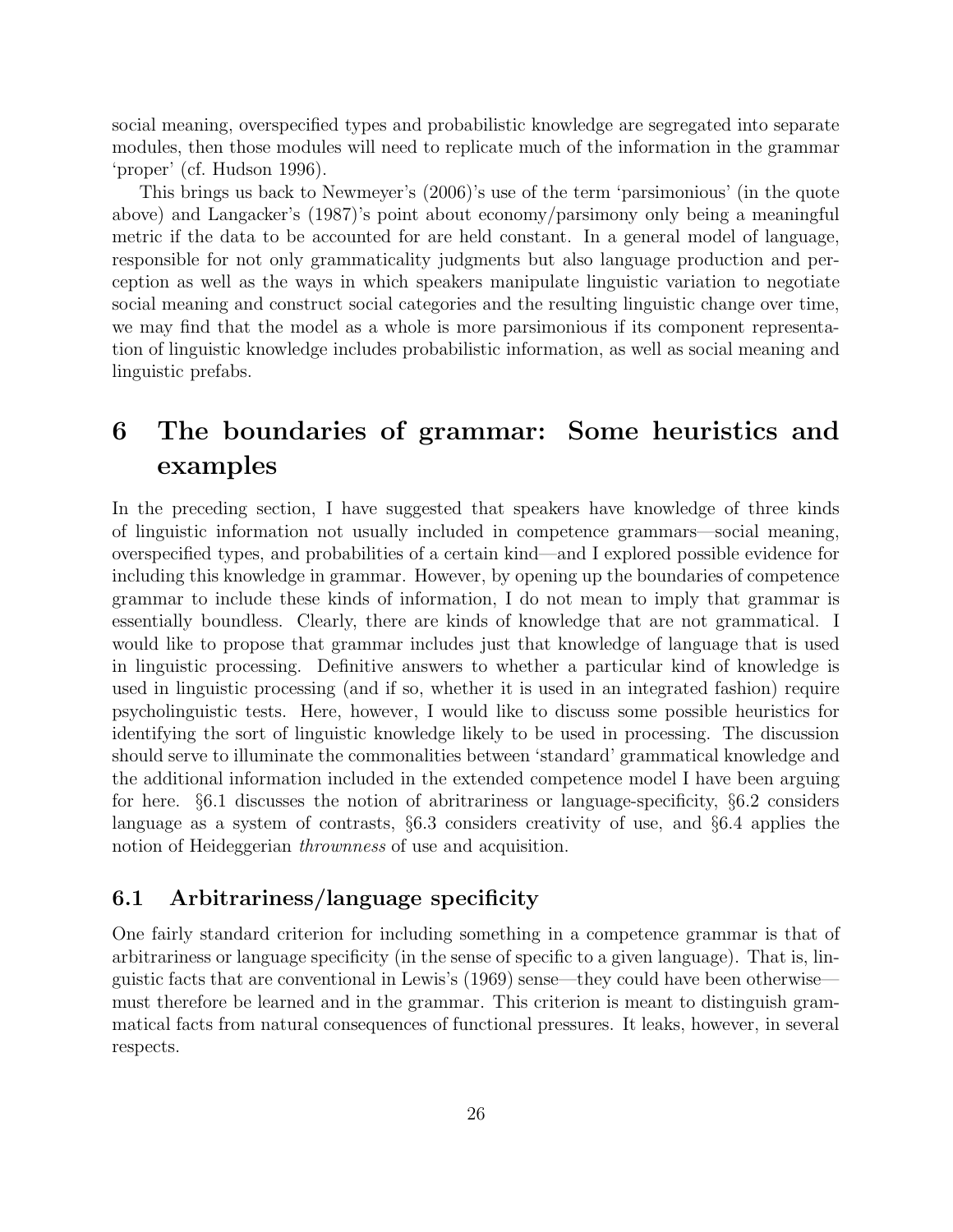social meaning, overspecified types and probabilistic knowledge are segregated into separate modules, then those modules will need to replicate much of the information in the grammar 'proper' (cf. Hudson 1996).

This brings us back to Newmeyer's (2006)'s use of the term 'parsimonious' (in the quote above) and Langacker's (1987)'s point about economy/parsimony only being a meaningful metric if the data to be accounted for are held constant. In a general model of language, responsible for not only grammaticality judgments but also language production and perception as well as the ways in which speakers manipulate linguistic variation to negotiate social meaning and construct social categories and the resulting linguistic change over time, we may find that the model as a whole is more parsimonious if its component representation of linguistic knowledge includes probabilistic information, as well as social meaning and linguistic prefabs.

# 6 The boundaries of grammar: Some heuristics and examples

In the preceding section, I have suggested that speakers have knowledge of three kinds of linguistic information not usually included in competence grammars—social meaning, overspecified types, and probabilities of a certain kind—and I explored possible evidence for including this knowledge in grammar. However, by opening up the boundaries of competence grammar to include these kinds of information, I do not mean to imply that grammar is essentially boundless. Clearly, there are kinds of knowledge that are not grammatical. I would like to propose that grammar includes just that knowledge of language that is used in linguistic processing. Definitive answers to whether a particular kind of knowledge is used in linguistic processing (and if so, whether it is used in an integrated fashion) require psycholinguistic tests. Here, however, I would like to discuss some possible heuristics for identifying the sort of linguistic knowledge likely to be used in processing. The discussion should serve to illuminate the commonalities between 'standard' grammatical knowledge and the additional information included in the extended competence model I have been arguing for here. §6.1 discusses the notion of abritrariness or language-specificity, §6.2 considers language as a system of contrasts, §6.3 considers creativity of use, and §6.4 applies the notion of Heideggerian *thrownness* of use and acquisition.

## 6.1 Arbitrariness/language specificity

One fairly standard criterion for including something in a competence grammar is that of arbitrariness or language specificity (in the sense of specific to a given language). That is, linguistic facts that are conventional in Lewis's (1969) sense—they could have been otherwise—must therefore be learned and in the grammar. This criterion is meant to distinguish grammatical facts from natural consequences of functional pressures. It leaks, however, in several respects.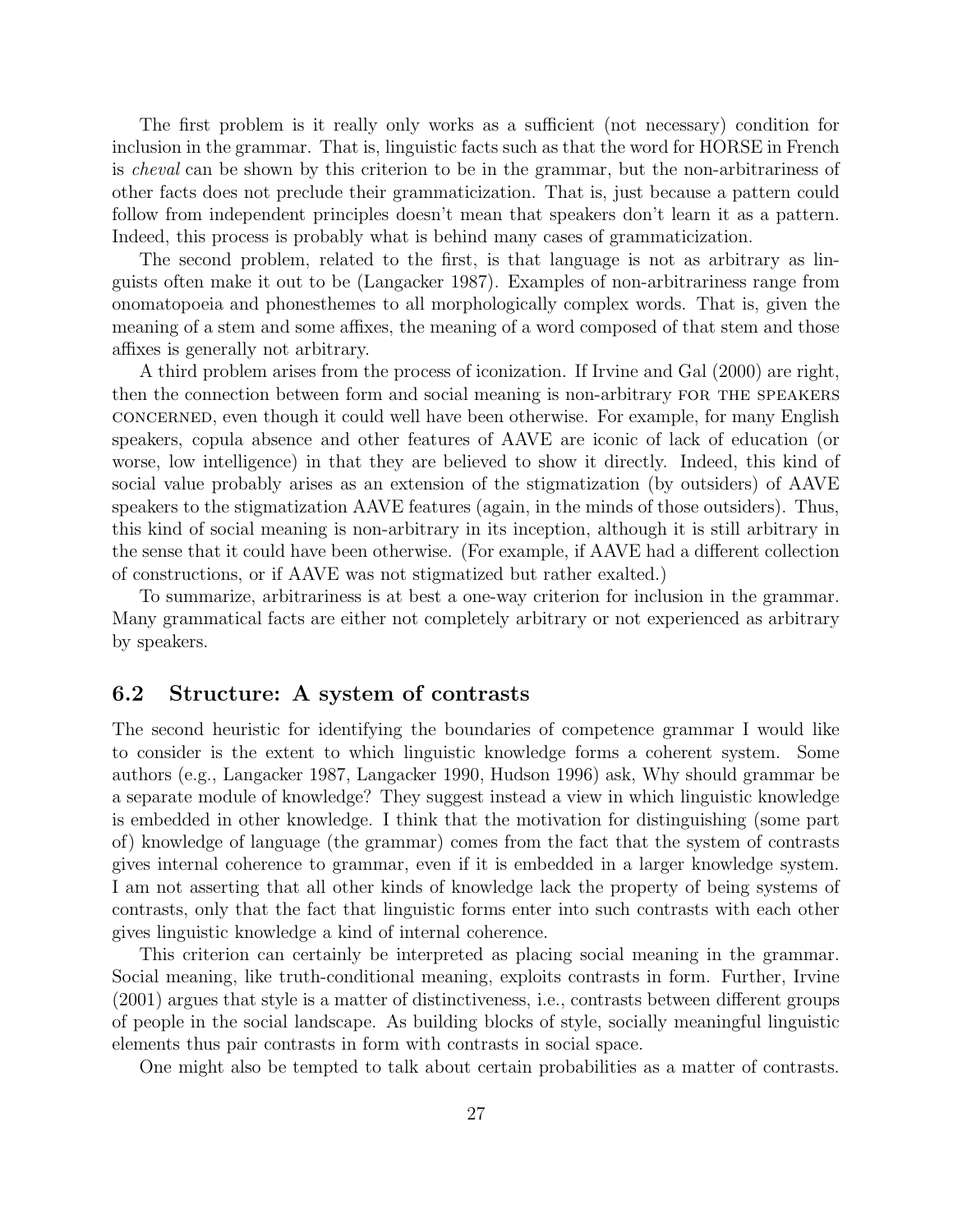The first problem is it really only works as a sufficient (not necessary) condition for inclusion in the grammar. That is, linguistic facts such as that the word for HORSE in French is *cheval* can be shown by this criterion to be in the grammar, but the non-arbitrariness of other facts does not preclude their grammaticization. That is, just because a pattern could follow from independent principles doesn't mean that speakers don't learn it as a pattern. Indeed, this process is probably what is behind many cases of grammaticization.

The second problem, related to the first, is that language is not as arbitrary as linguists often make it out to be (Langacker 1987). Examples of non-arbitrariness range from onomatopoeia and phonesthemes to all morphologically complex words. That is, given the meaning of a stem and some affixes, the meaning of a word composed of that stem and those affixes is generally not arbitrary.

A third problem arises from the process of iconization. If Irvine and Gal (2000) are right, then the connection between form and social meaning is non-arbitrary FOR THE SPEAKERS CONCERNED, even though it could well have been otherwise. For example, for many English speakers, copula absence and other features of AAVE are iconic of lack of education (or worse, low intelligence) in that they are believed to show it directly. Indeed, this kind of social value probably arises as an extension of the stigmatization (by outsiders) of AAVE speakers to the stigmatization AAVE features (again, in the minds of those outsiders). Thus, this kind of social meaning is non-arbitrary in its inception, although it is still arbitrary in the sense that it could have been otherwise. (For example, if AAVE had a different collection of constructions, or if AAVE was not stigmatized but rather exalted.)

To summarize, arbitrariness is at best a one-way criterion for inclusion in the grammar. Many grammatical facts are either not completely arbitrary or not experienced as arbitrary by speakers.

### 6.2 Structure: A system of contrasts

The second heuristic for identifying the boundaries of competence grammar I would like to consider is the extent to which linguistic knowledge forms a coherent system. Some authors (e.g., Langacker 1987, Langacker 1990, Hudson 1996) ask, Why should grammar be a separate module of knowledge? They suggest instead a view in which linguistic knowledge is embedded in other knowledge. I think that the motivation for distinguishing (some part of) knowledge of language (the grammar) comes from the fact that the system of contrasts gives internal coherence to grammar, even if it is embedded in a larger knowledge system. I am not asserting that all other kinds of knowledge lack the property of being systems of contrasts, only that the fact that linguistic forms enter into such contrasts with each other gives linguistic knowledge a kind of internal coherence.

This criterion can certainly be interpreted as placing social meaning in the grammar. Social meaning, like truth-conditional meaning, exploits contrasts in form. Further, Irvine (2001) argues that style is a matter of distinctiveness, i.e., contrasts between different groups of people in the social landscape. As building blocks of style, socially meaningful linguistic elements thus pair contrasts in form with contrasts in social space.

One might also be tempted to talk about certain probabilities as a matter of contrasts.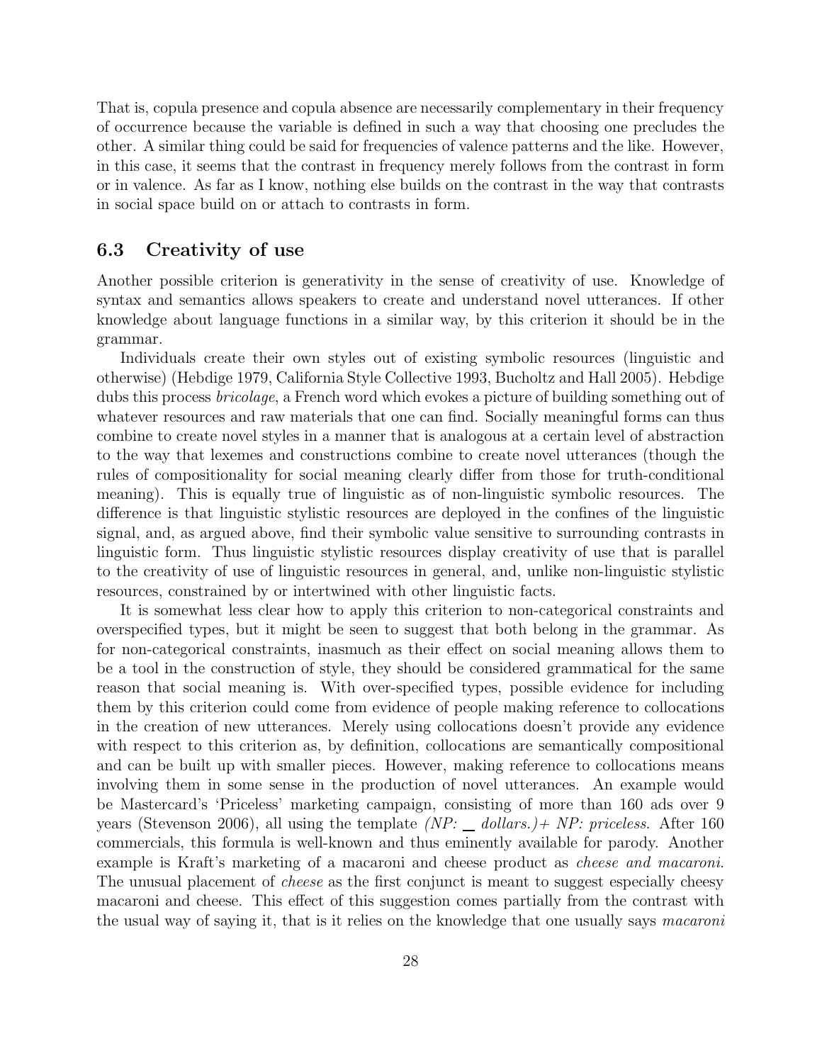That is, copula presence and copula absence are necessarily complementary in their frequency of occurrence because the variable is defined in such a way that choosing one precludes the other. A similar thing could be said for frequencies of valence patterns and the like. However, in this case, it seems that the contrast in frequency merely follows from the contrast in form or in valence. As far as I know, nothing else builds on the contrast in the way that contrasts in social space build on or attach to contrasts in form.

## 6.3 Creativity of use

Another possible criterion is generativity in the sense of creativity of use. Knowledge of syntax and semantics allows speakers to create and understand novel utterances. If other knowledge about language functions in a similar way, by this criterion it should be in the grammar.

Individuals create their own styles out of existing symbolic resources (linguistic and otherwise) (Hebdige 1979, California Style Collective 1993, Bucholtz and Hall 2005). Hebdige dubs this process *bricolage*, a French word which evokes a picture of building something out of whatever resources and raw materials that one can find. Socially meaningful forms can thus combine to create novel styles in a manner that is analogous at a certain level of abstraction to the way that lexemes and constructions combine to create novel utterances (though the rules of compositionality for social meaning clearly differ from those for truth-conditional meaning). This is equally true of linguistic as of non-linguistic symbolic resources. The difference is that linguistic stylistic resources are deployed in the confines of the linguistic signal, and, as argued above, find their symbolic value sensitive to surrounding contrasts in linguistic form. Thus linguistic stylistic resources display creativity of use that is parallel to the creativity of use of linguistic resources in general, and, unlike non-linguistic stylistic resources, constrained by or intertwined with other linguistic facts.

It is somewhat less clear how to apply this criterion to non-categorical constraints and overspecified types, but it might be seen to suggest that both belong in the grammar. As for non-categorical constraints, inasmuch as their effect on social meaning allows them to be a tool in the construction of style, they should be considered grammatical for the same reason that social meaning is. With over-specified types, possible evidence for including them by this criterion could come from evidence of people making reference to collocations in the creation of new utterances. Merely using collocations doesn't provide any evidence with respect to this criterion as, by definition, collocations are semantically compositional and can be built up with smaller pieces. However, making reference to collocations means involving them in some sense in the production of novel utterances. An example would be Mastercard's 'Priceless' marketing campaign, consisting of more than 160 ads over 9 years (Stevenson 2006), all using the template *(NP: \_\_ dollars.)+ NP: priceless*. After 160 commercials, this formula is well-known and thus eminently available for parody. Another example is Kraft's marketing of a macaroni and cheese product as *cheese and macaroni*. The unusual placement of *cheese* as the first conjunct is meant to suggest especially cheesy macaroni and cheese. This effect of this suggestion comes partially from the contrast with the usual way of saying it, that is it relies on the knowledge that one usually says *macaroni*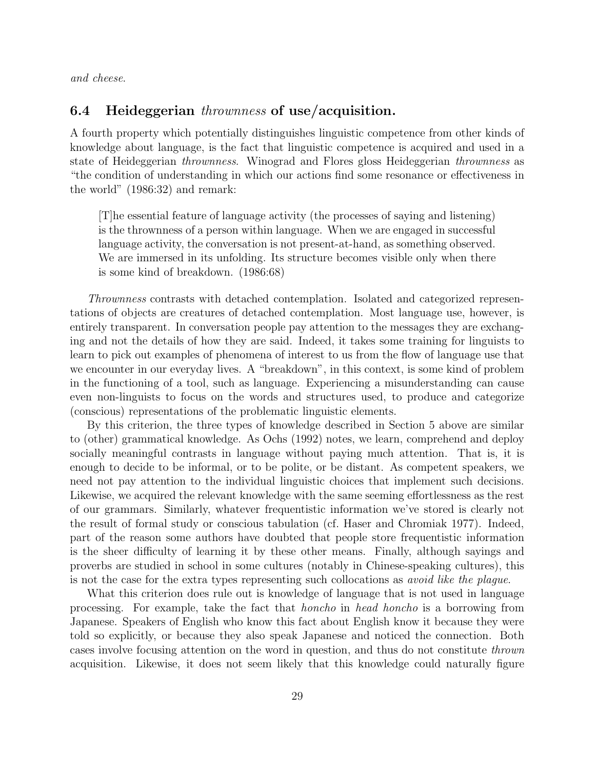*and cheese.*

## 6.4 Heideggerian *thrownness* of use/acquisition.

A fourth property which potentially distinguishes linguistic competence from other kinds of knowledge about language, is the fact that linguistic competence is acquired and used in a state of Heideggerian *thrownness*. Winograd and Flores gloss Heideggerian *thrownness* as "the condition of understanding in which our actions find some resonance or effectiveness in the world" (1986:32) and remark:

> [T]he essential feature of language activity (the processes of saying and listening) is the thrownness of a person within language. When we are engaged in successful language activity, the conversation is not present-at-hand, as something observed. We are immersed in its unfolding. Its structure becomes visible only when there is some kind of breakdown. (1986:68)

*Thrownness* contrasts with detached contemplation. Isolated and categorized representations of objects are creatures of detached contemplation. Most language use, however, is entirely transparent. In conversation people pay attention to the messages they are exchanging and not the details of how they are said. Indeed, it takes some training for linguists to learn to pick out examples of phenomena of interest to us from the flow of language use that we encounter in our everyday lives. A "breakdown", in this context, is some kind of problem in the functioning of a tool, such as language. Experiencing a misunderstanding can cause even non-linguists to focus on the words and structures used, to produce and categorize (conscious) representations of the problematic linguistic elements.

By this criterion, the three types of knowledge described in Section 5 above are similar to (other) grammatical knowledge. As Ochs (1992) notes, we learn, comprehend and deploy socially meaningful contrasts in language without paying much attention. That is, it is enough to decide to be informal, or to be polite, or be distant. As competent speakers, we need not pay attention to the individual linguistic choices that implement such decisions. Likewise, we acquired the relevant knowledge with the same seeming effortlessness as the rest of our grammars. Similarly, whatever frequentistic information we've stored is clearly not the result of formal study or conscious tabulation (cf. Haser and Chromiak 1977). Indeed, part of the reason some authors have doubted that people store frequentistic information is the sheer difficulty of learning it by these other means. Finally, although sayings and proverbs are studied in school in some cultures (notably in Chinese-speaking cultures), this is not the case for the extra types representing such collocations as *avoid like the plague*.

What this criterion does rule out is knowledge of language that is not used in language processing. For example, take the fact that *honcho* in *head honcho* is a borrowing from Japanese. Speakers of English who know this fact about English know it because they were told so explicitly, or because they also speak Japanese and noticed the connection. Both cases involve focusing attention on the word in question, and thus do not constitute *thrown* acquisition. Likewise, it does not seem likely that this knowledge could naturally figure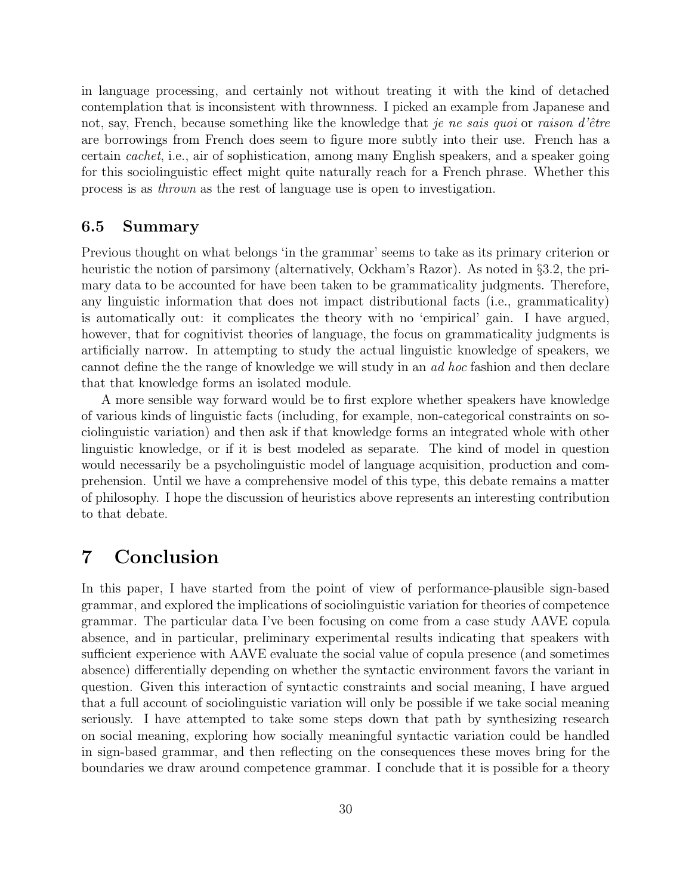in language processing, and certainly not without treating it with the kind of detached contemplation that is inconsistent with thrownness. I picked an example from Japanese and not, say, French, because something like the knowledge that *je ne sais quoi* or *raison d'être* are borrowings from French does seem to figure more subtly into their use. French has a certain *cachet*, i.e., air of sophistication, among many English speakers, and a speaker going for this sociolinguistic effect might quite naturally reach for a French phrase. Whether this process is as *thrown* as the rest of language use is open to investigation.

### 6.5 Summary

Previous thought on what belongs 'in the grammar' seems to take as its primary criterion or heuristic the notion of parsimony (alternatively, Ockham's Razor). As noted in §3.2, the primary data to be accounted for have been taken to be grammaticality judgments. Therefore, any linguistic information that does not impact distributional facts (i.e., grammaticality) is automatically out: it complicates the theory with no 'empirical' gain. I have argued, however, that for cognitivist theories of language, the focus on grammaticality judgments is artificially narrow. In attempting to study the actual linguistic knowledge of speakers, we cannot define the the range of knowledge we will study in an *ad hoc* fashion and then declare that that knowledge forms an isolated module.

A more sensible way forward would be to first explore whether speakers have knowledge of various kinds of linguistic facts (including, for example, non-categorical constraints on sociolinguistic variation) and then ask if that knowledge forms an integrated whole with other linguistic knowledge, or if it is best modeled as separate. The kind of model in question would necessarily be a psycholinguistic model of language acquisition, production and comprehension. Until we have a comprehensive model of this type, this debate remains a matter of philosophy. I hope the discussion of heuristics above represents an interesting contribution to that debate.

## 7 Conclusion

In this paper, I have started from the point of view of performance-plausible sign-based grammar, and explored the implications of sociolinguistic variation for theories of competence grammar. The particular data I've been focusing on come from a case study AAVE copula absence, and in particular, preliminary experimental results indicating that speakers with sufficient experience with AAVE evaluate the social value of copula presence (and sometimes absence) differentially depending on whether the syntactic environment favors the variant in question. Given this interaction of syntactic constraints and social meaning, I have argued that a full account of sociolinguistic variation will only be possible if we take social meaning seriously. I have attempted to take some steps down that path by synthesizing research on social meaning, exploring how socially meaningful syntactic variation could be handled in sign-based grammar, and then reflecting on the consequences these moves bring for the boundaries we draw around competence grammar. I conclude that it is possible for a theory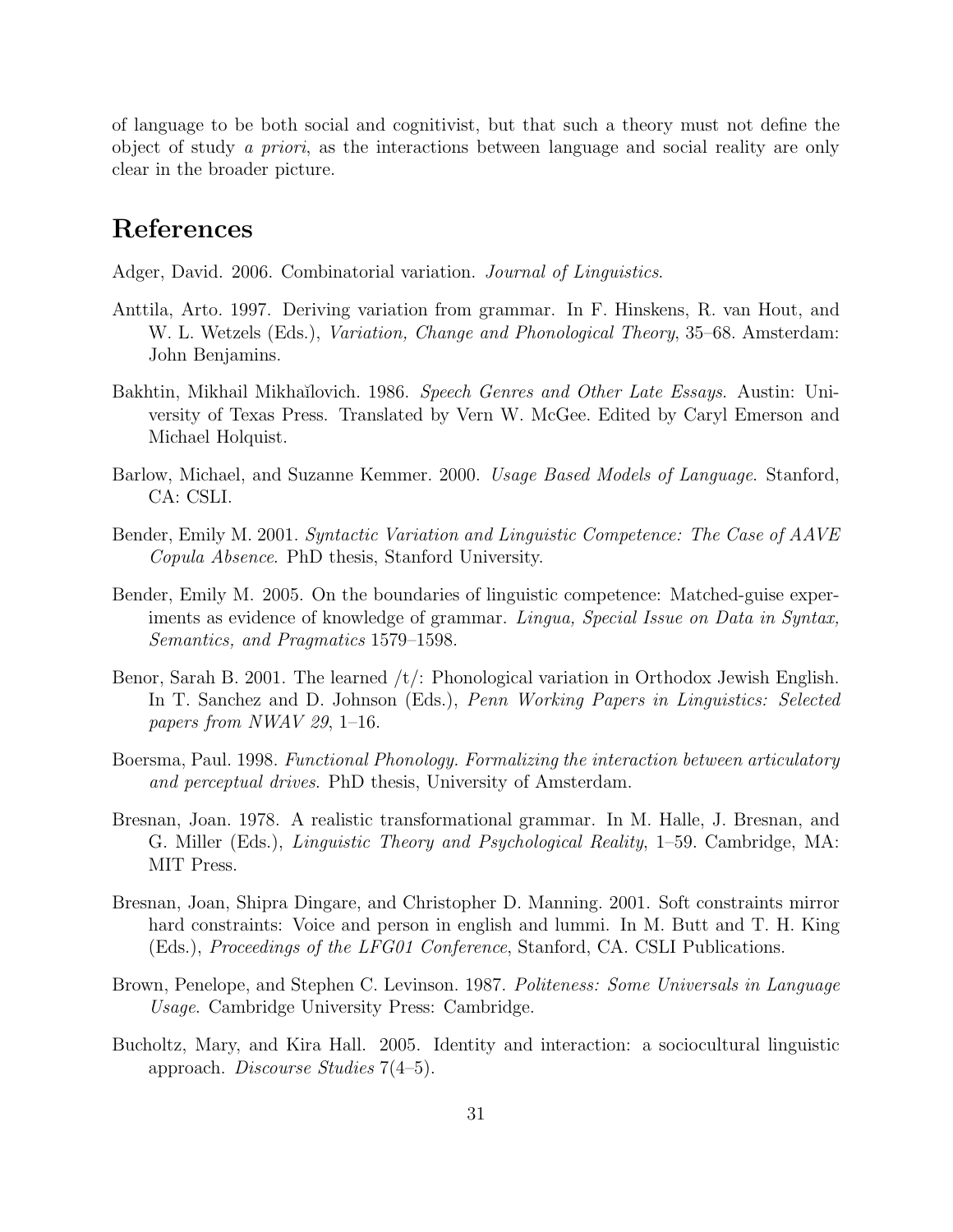of language to be both social and cognitivist, but that such a theory must not define the object of study *a priori*, as the interactions between language and social reality are only clear in the broader picture.

# References

Adger, David. 2006. Combinatorial variation. *Journal of Linguistics*.

Anttila, Arto. 1997. Deriving variation from grammar. In F. Hinskens, R. van Hout, and W. L. Wetzels (Eds.), *Variation, Change and Phonological Theory*, 35–68. Amsterdam: John Benjamins.

Bakhtin, Mikhail Mikhaĭlovich. 1986. *Speech Genres and Other Late Essays*. Austin: University of Texas Press. Translated by Vern W. McGee. Edited by Caryl Emerson and Michael Holquist.

Barlow, Michael, and Suzanne Kemmer. 2000. *Usage Based Models of Language*. Stanford, CA: CSLI.

Bender, Emily M. 2001. *Syntactic Variation and Linguistic Competence: The Case of AAVE Copula Absence*. PhD thesis, Stanford University.

Bender, Emily M. 2005. On the boundaries of linguistic competence: Matched-guise experiments as evidence of knowledge of grammar. *Lingua, Special Issue on Data in Syntax, Semantics, and Pragmatics* 1579–1598.

Benor, Sarah B. 2001. The learned /t/: Phonological variation in Orthodox Jewish English. In T. Sanchez and D. Johnson (Eds.), *Penn Working Papers in Linguistics: Selected papers from NWAV 29*, 1–16.

Boersma, Paul. 1998. *Functional Phonology. Formalizing the interaction between articulatory and perceptual drives*. PhD thesis, University of Amsterdam.

Bresnan, Joan. 1978. A realistic transformational grammar. In M. Halle, J. Bresnan, and G. Miller (Eds.), *Linguistic Theory and Psychological Reality*, 1–59. Cambridge, MA: MIT Press.

Bresnan, Joan, Shipra Dingare, and Christopher D. Manning. 2001. Soft constraints mirror hard constraints: Voice and person in english and lummi. In M. Butt and T. H. King (Eds.), *Proceedings of the LFG01 Conference*, Stanford, CA. CSLI Publications.

Brown, Penelope, and Stephen C. Levinson. 1987. *Politeness: Some Universals in Language Usage*. Cambridge University Press: Cambridge.

Bucholtz, Mary, and Kira Hall. 2005. Identity and interaction: a sociocultural linguistic approach. *Discourse Studies* 7(4–5).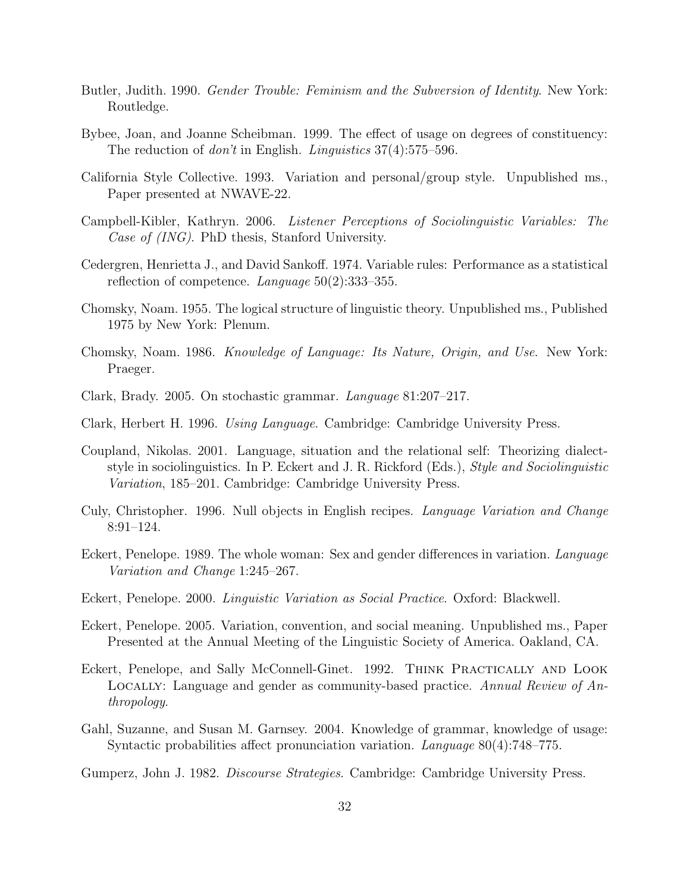Butler, Judith. 1990. *Gender Trouble: Feminism and the Subversion of Identity*. New York: Routledge.

Bybee, Joan, and Joanne Scheibman. 1999. The effect of usage on degrees of constituency: The reduction of *don't* in English. *Linguistics* 37(4):575–596.

California Style Collective. 1993. Variation and personal/group style. Unpublished ms., Paper presented at NWAVE-22.

Campbell-Kibler, Kathryn. 2006. *Listener Perceptions of Sociolinguistic Variables: The Case of (ING)*. PhD thesis, Stanford University.

Cedergren, Henrietta J., and David Sankoff. 1974. Variable rules: Performance as a statistical reflection of competence. *Language* 50(2):333–355.

Chomsky, Noam. 1955. The logical structure of linguistic theory. Unpublished ms., Published 1975 by New York: Plenum.

Chomsky, Noam. 1986. *Knowledge of Language: Its Nature, Origin, and Use*. New York: Praeger.

Clark, Brady. 2005. On stochastic grammar. *Language* 81:207–217.

Clark, Herbert H. 1996. *Using Language*. Cambridge: Cambridge University Press.

Coupland, Nikolas. 2001. Language, situation and the relational self: Theorizing dialect-style in sociolinguistics. In P. Eckert and J. R. Rickford (Eds.), *Style and Sociolinguistic Variation*, 185–201. Cambridge: Cambridge University Press.

Culy, Christopher. 1996. Null objects in English recipes. *Language Variation and Change* 8:91–124.

Eckert, Penelope. 1989. The whole woman: Sex and gender differences in variation. *Language Variation and Change* 1:245–267.

Eckert, Penelope. 2000. *Linguistic Variation as Social Practice*. Oxford: Blackwell.

Eckert, Penelope. 2005. Variation, convention, and social meaning. Unpublished ms., Paper Presented at the Annual Meeting of the Linguistic Society of America. Oakland, CA.

Eckert, Penelope, and Sally McConnell-Ginet. 1992. Think Practically and Look Locally: Language and gender as community-based practice. *Annual Review of Anthropology*.

Gahl, Suzanne, and Susan M. Garnsey. 2004. Knowledge of grammar, knowledge of usage: Syntactic probabilities affect pronunciation variation. *Language* 80(4):748–775.

Gumperz, John J. 1982. *Discourse Strategies*. Cambridge: Cambridge University Press.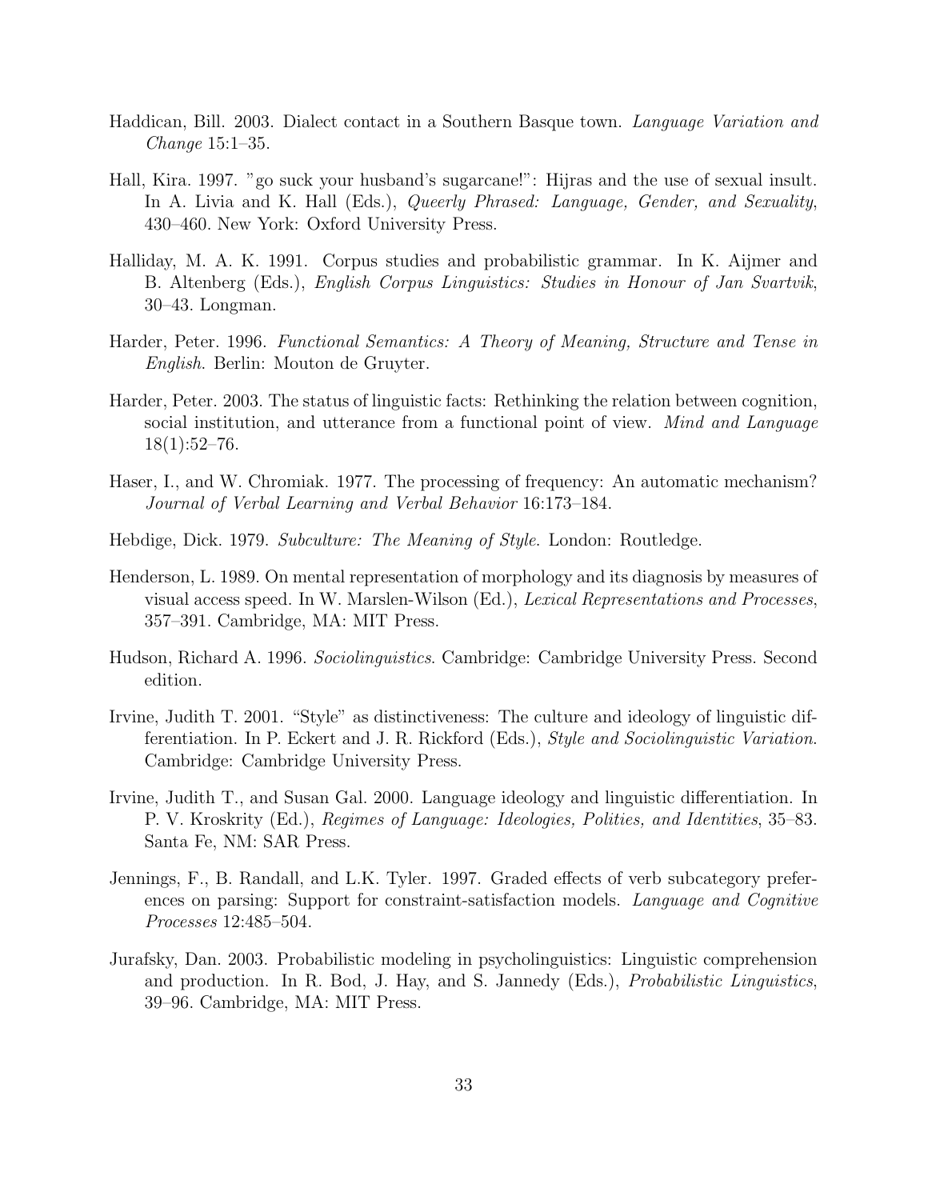Haddican, Bill. 2003. Dialect contact in a Southern Basque town. *Language Variation and Change* 15:1–35.

Hall, Kira. 1997. "go suck your husband's sugarcane!": Hijras and the use of sexual insult. In A. Livia and K. Hall (Eds.), *Queerly Phrased: Language, Gender, and Sexuality*, 430–460. New York: Oxford University Press.

Halliday, M. A. K. 1991. Corpus studies and probabilistic grammar. In K. Aijmer and B. Altenberg (Eds.), *English Corpus Linguistics: Studies in Honour of Jan Svartvik*, 30–43. Longman.

Harder, Peter. 1996. *Functional Semantics: A Theory of Meaning, Structure and Tense in English*. Berlin: Mouton de Gruyter.

Harder, Peter. 2003. The status of linguistic facts: Rethinking the relation between cognition, social institution, and utterance from a functional point of view. *Mind and Language* 18(1):52–76.

Haser, I., and W. Chromiak. 1977. The processing of frequency: An automatic mechanism? *Journal of Verbal Learning and Verbal Behavior* 16:173–184.

Hebdige, Dick. 1979. *Subculture: The Meaning of Style*. London: Routledge.

Henderson, L. 1989. On mental representation of morphology and its diagnosis by measures of visual access speed. In W. Marslen-Wilson (Ed.), *Lexical Representations and Processes*, 357–391. Cambridge, MA: MIT Press.

Hudson, Richard A. 1996. *Sociolinguistics*. Cambridge: Cambridge University Press. Second edition.

Irvine, Judith T. 2001. "Style" as distinctiveness: The culture and ideology of linguistic differentiation. In P. Eckert and J. R. Rickford (Eds.), *Style and Sociolinguistic Variation*. Cambridge: Cambridge University Press.

Irvine, Judith T., and Susan Gal. 2000. Language ideology and linguistic differentiation. In P. V. Kroskrity (Ed.), *Regimes of Language: Ideologies, Polities, and Identities*, 35–83. Santa Fe, NM: SAR Press.

Jennings, F., B. Randall, and L.K. Tyler. 1997. Graded effects of verb subcategory preferences on parsing: Support for constraint-satisfaction models. *Language and Cognitive Processes* 12:485–504.

Jurafsky, Dan. 2003. Probabilistic modeling in psycholinguistics: Linguistic comprehension and production. In R. Bod, J. Hay, and S. Jannedy (Eds.), *Probabilistic Linguistics*, 39–96. Cambridge, MA: MIT Press.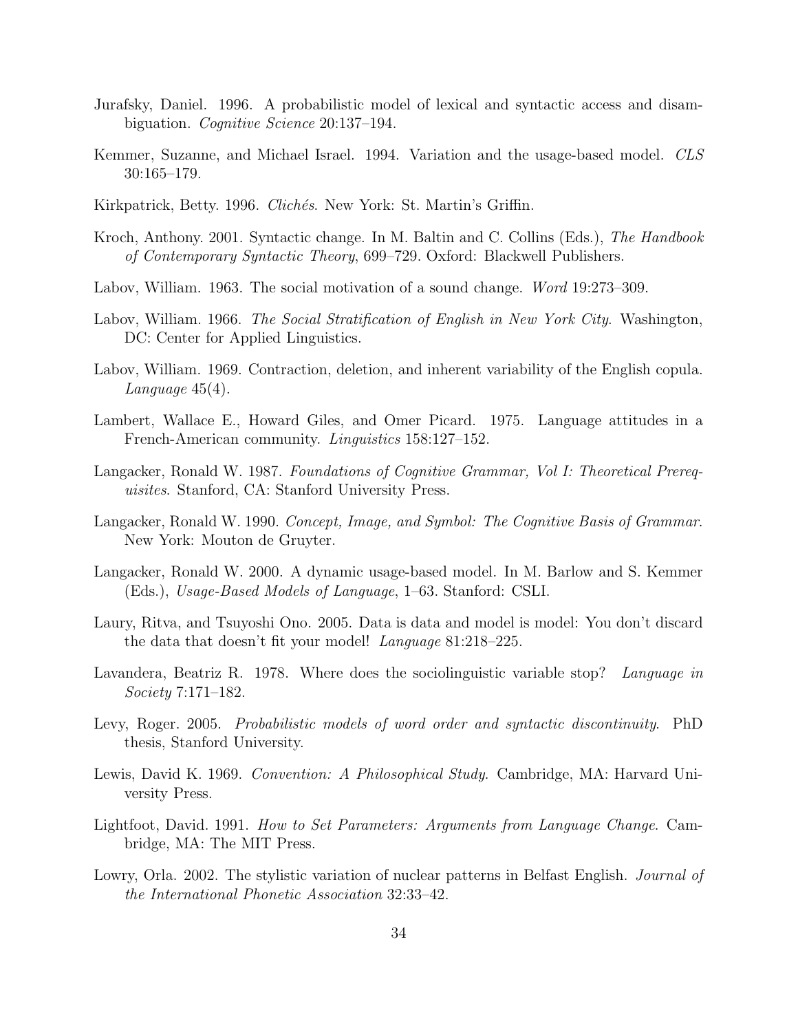Jurafsky, Daniel. 1996. A probabilistic model of lexical and syntactic access and disambiguation. *Cognitive Science* 20:137–194.

Kemmer, Suzanne, and Michael Israel. 1994. Variation and the usage-based model. *CLS* 30:165–179.

Kirkpatrick, Betty. 1996. *Clichés*. New York: St. Martin's Griffin.

Kroch, Anthony. 2001. Syntactic change. In M. Baltin and C. Collins (Eds.), *The Handbook of Contemporary Syntactic Theory*, 699–729. Oxford: Blackwell Publishers.

Labov, William. 1963. The social motivation of a sound change. *Word* 19:273–309.

Labov, William. 1966. *The Social Stratification of English in New York City*. Washington, DC: Center for Applied Linguistics.

Labov, William. 1969. Contraction, deletion, and inherent variability of the English copula. *Language* 45(4).

Lambert, Wallace E., Howard Giles, and Omer Picard. 1975. Language attitudes in a French-American community. *Linguistics* 158:127–152.

Langacker, Ronald W. 1987. *Foundations of Cognitive Grammar, Vol I: Theoretical Prerequisites*. Stanford, CA: Stanford University Press.

Langacker, Ronald W. 1990. *Concept, Image, and Symbol: The Cognitive Basis of Grammar*. New York: Mouton de Gruyter.

Langacker, Ronald W. 2000. A dynamic usage-based model. In M. Barlow and S. Kemmer (Eds.), *Usage-Based Models of Language*, 1–63. Stanford: CSLI.

Laury, Ritva, and Tsuyoshi Ono. 2005. Data is data and model is model: You don't discard the data that doesn't fit your model! *Language* 81:218–225.

Lavandera, Beatriz R. 1978. Where does the sociolinguistic variable stop? *Language in Society* 7:171–182.

Levy, Roger. 2005. *Probabilistic models of word order and syntactic discontinuity*. PhD thesis, Stanford University.

Lewis, David K. 1969. *Convention: A Philosophical Study*. Cambridge, MA: Harvard University Press.

Lightfoot, David. 1991. *How to Set Parameters: Arguments from Language Change*. Cambridge, MA: The MIT Press.

Lowry, Orla. 2002. The stylistic variation of nuclear patterns in Belfast English. *Journal of the International Phonetic Association* 32:33–42.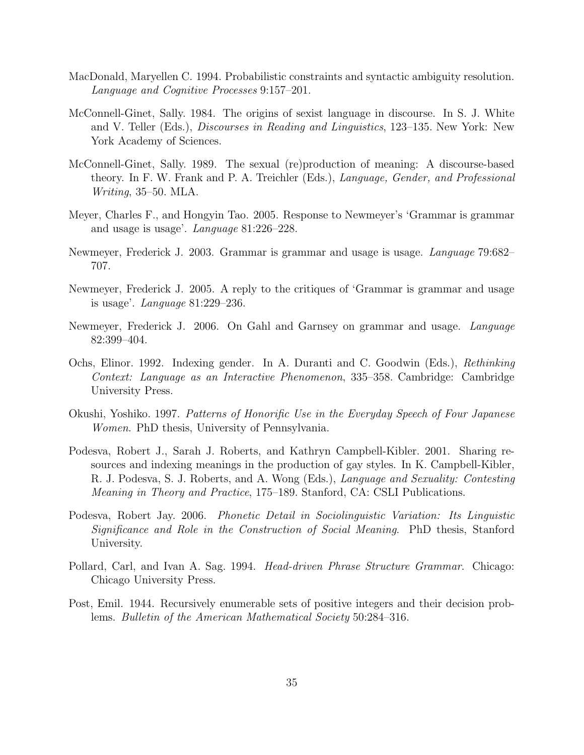MacDonald, Maryellen C. 1994. Probabilistic constraints and syntactic ambiguity resolution. *Language and Cognitive Processes* 9:157–201.

McConnell-Ginet, Sally. 1984. The origins of sexist language in discourse. In S. J. White and V. Teller (Eds.), *Discourses in Reading and Linguistics*, 123–135. New York: New York Academy of Sciences.

McConnell-Ginet, Sally. 1989. The sexual (re)production of meaning: A discourse-based theory. In F. W. Frank and P. A. Treichler (Eds.), *Language, Gender, and Professional Writing*, 35–50. MLA.

Meyer, Charles F., and Hongyin Tao. 2005. Response to Newmeyer's 'Grammar is grammar and usage is usage'. *Language* 81:226–228.

Newmeyer, Frederick J. 2003. Grammar is grammar and usage is usage. *Language* 79:682–707.

Newmeyer, Frederick J. 2005. A reply to the critiques of 'Grammar is grammar and usage is usage'. *Language* 81:229–236.

Newmeyer, Frederick J. 2006. On Gahl and Garnsey on grammar and usage. *Language* 82:399–404.

Ochs, Elinor. 1992. Indexing gender. In A. Duranti and C. Goodwin (Eds.), *Rethinking Context: Language as an Interactive Phenomenon*, 335–358. Cambridge: Cambridge University Press.

Okushi, Yoshiko. 1997. *Patterns of Honorific Use in the Everyday Speech of Four Japanese Women*. PhD thesis, University of Pennsylvania.

Podesva, Robert J., Sarah J. Roberts, and Kathryn Campbell-Kibler. 2001. Sharing resources and indexing meanings in the production of gay styles. In K. Campbell-Kibler, R. J. Podesva, S. J. Roberts, and A. Wong (Eds.), *Language and Sexuality: Contesting Meaning in Theory and Practice*, 175–189. Stanford, CA: CSLI Publications.

Podesva, Robert Jay. 2006. *Phonetic Detail in Sociolinguistic Variation: Its Linguistic Significance and Role in the Construction of Social Meaning*. PhD thesis, Stanford University.

Pollard, Carl, and Ivan A. Sag. 1994. *Head-driven Phrase Structure Grammar*. Chicago: Chicago University Press.

Post, Emil. 1944. Recursively enumerable sets of positive integers and their decision problems. *Bulletin of the American Mathematical Society* 50:284–316.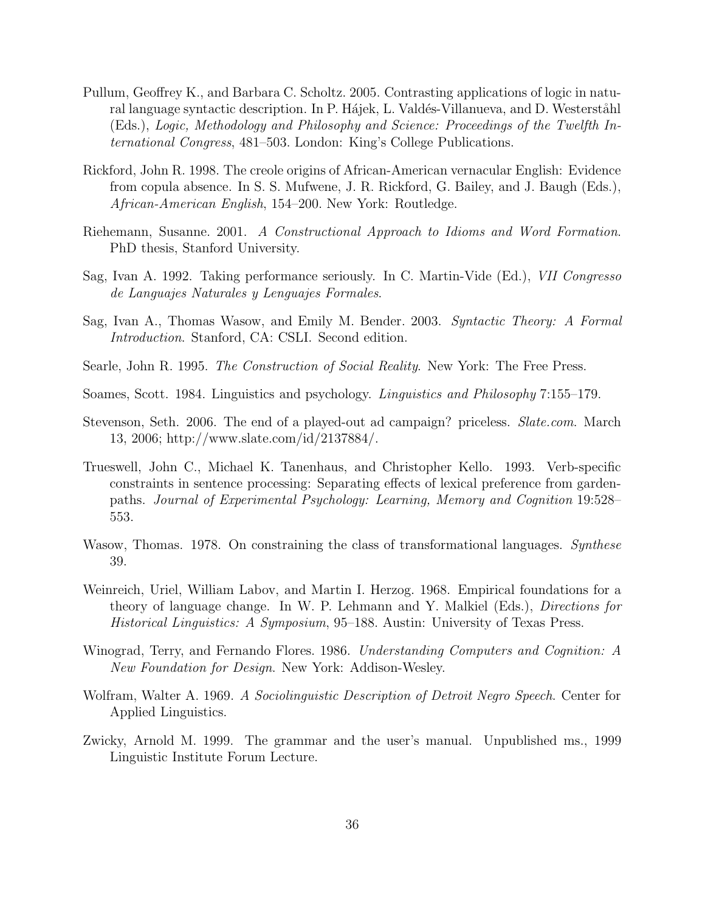Pullum, Geoffrey K., and Barbara C. Scholtz. 2005. Contrasting applications of logic in natural language syntactic description. In P. Hájek, L. Valdés-Villanueva, and D. Westerståhl (Eds.), *Logic, Methodology and Philosophy and Science: Proceedings of the Twelfth International Congress*, 481–503. London: King's College Publications.

Rickford, John R. 1998. The creole origins of African-American vernacular English: Evidence from copula absence. In S. S. Mufwene, J. R. Rickford, G. Bailey, and J. Baugh (Eds.), *African-American English*, 154–200. New York: Routledge.

Riehemann, Susanne. 2001. *A Constructional Approach to Idioms and Word Formation*. PhD thesis, Stanford University.

Sag, Ivan A. 1992. Taking performance seriously. In C. Martin-Vide (Ed.), *VII Congresso de Languajes Naturales y Lenguajes Formales*.

Sag, Ivan A., Thomas Wasow, and Emily M. Bender. 2003. *Syntactic Theory: A Formal Introduction*. Stanford, CA: CSLI. Second edition.

Searle, John R. 1995. *The Construction of Social Reality*. New York: The Free Press.

Soames, Scott. 1984. Linguistics and psychology. *Linguistics and Philosophy* 7:155–179.

Stevenson, Seth. 2006. The end of a played-out ad campaign? priceless. *Slate.com*. March 13, 2006; http://www.slate.com/id/2137884/.

Trueswell, John C., Michael K. Tanenhaus, and Christopher Kello. 1993. Verb-specific constraints in sentence processing: Separating effects of lexical preference from garden-paths. *Journal of Experimental Psychology: Learning, Memory and Cognition* 19:528–553.

Wasow, Thomas. 1978. On constraining the class of transformational languages. *Synthese* 39.

Weinreich, Uriel, William Labov, and Martin I. Herzog. 1968. Empirical foundations for a theory of language change. In W. P. Lehmann and Y. Malkiel (Eds.), *Directions for Historical Linguistics: A Symposium*, 95–188. Austin: University of Texas Press.

Winograd, Terry, and Fernando Flores. 1986. *Understanding Computers and Cognition: A New Foundation for Design*. New York: Addison-Wesley.

Wolfram, Walter A. 1969. *A Sociolinguistic Description of Detroit Negro Speech*. Center for Applied Linguistics.

Zwicky, Arnold M. 1999. The grammar and the user's manual. Unpublished ms., 1999 Linguistic Institute Forum Lecture.